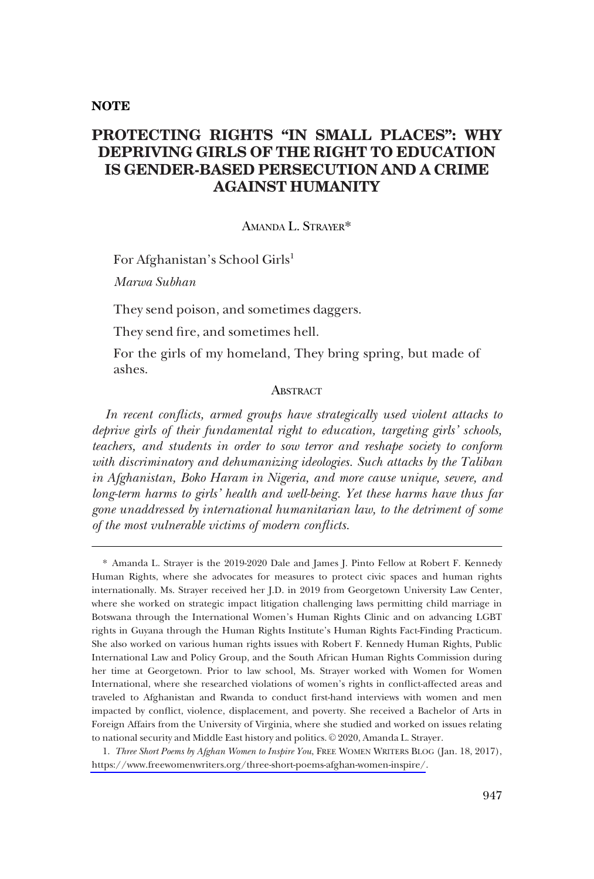**NOTE**

# PROTECTING RIGHTS "IN SMALL PLACES": WHY DEPRIVING GIRLS OF THE RIGHT TO EDUCATION IS GENDER-BASED PERSECUTION AND A CRIME AGAINST HUMANITY

AMANDA L. STRAYER*

For Afghanistan's School Girls[1]

*Marwa Subhan*

They send poison, and sometimes daggers.

They send fire, and sometimes hell.

For the girls of my homeland, They bring spring, but made of ashes.

## ABSTRACT

*In recent conflicts, armed groups have strategically used violent attacks to deprive girls of their fundamental right to education, targeting girls' schools, teachers, and students in order to sow terror and reshape society to conform with discriminatory and dehumanizing ideologies. Such attacks by the Taliban in Afghanistan, Boko Haram in Nigeria, and more cause unique, severe, and long-term harms to girls' health and well-being. Yet these harms have thus far gone unaddressed by international humanitarian law, to the detriment of some of the most vulnerable victims of modern conflicts.*

---

\* Amanda L. Strayer is the 2019-2020 Dale and James J. Pinto Fellow at Robert F. Kennedy Human Rights, where she advocates for measures to protect civic spaces and human rights internationally. Ms. Strayer received her J.D. in 2019 from Georgetown University Law Center, where she worked on strategic impact litigation challenging laws permitting child marriage in Botswana through the International Women's Human Rights Clinic and on advancing LGBT rights in Guyana through the Human Rights Institute's Human Rights Fact-Finding Practicum. She also worked on various human rights issues with Robert F. Kennedy Human Rights, Public International Law and Policy Group, and the South African Human Rights Commission during her time at Georgetown. Prior to law school, Ms. Strayer worked with Women for Women International, where she researched violations of women's rights in conflict-affected areas and traveled to Afghanistan and Rwanda to conduct first-hand interviews with women and men impacted by conflict, violence, displacement, and poverty. She received a Bachelor of Arts in Foreign Affairs from the University of Virginia, where she studied and worked on issues relating to national security and Middle East history and politics. © 2020, Amanda L. Strayer.

1. *Three Short Poems by Afghan Women to Inspire You*, FREE WOMEN WRITERS BLOG (Jan. 18, 2017), https://www.freewomenwriters.org/three-short-poems-afghan-women-inspire/.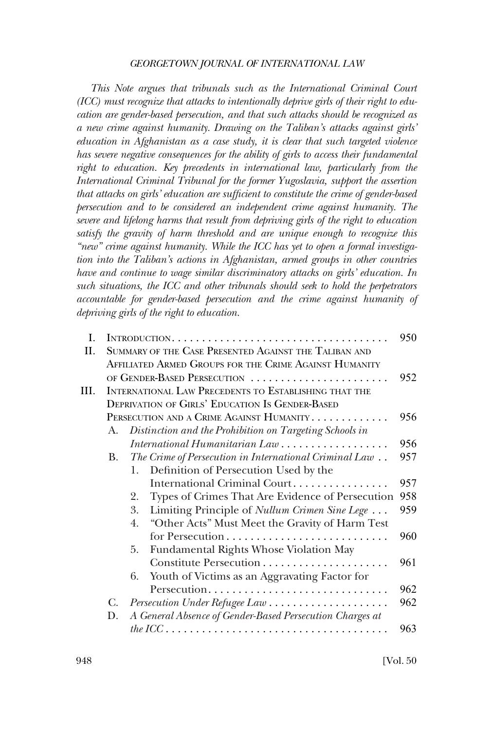*This Note argues that tribunals such as the International Criminal Court (ICC) must recognize that attacks to intentionally deprive girls of their right to education are gender-based persecution, and that such attacks should be recognized as a new crime against humanity. Drawing on the Taliban's attacks against girls' education in Afghanistan as a case study, it is clear that such targeted violence has severe negative consequences for the ability of girls to access their fundamental right to education. Key precedents in international law, particularly from the International Criminal Tribunal for the former Yugoslavia, support the assertion that attacks on girls' education are sufficient to constitute the crime of gender-based persecution and to be considered an independent crime against humanity. The severe and lifelong harms that result from depriving girls of the right to education satisfy the gravity of harm threshold and are unique enough to recognize this "new" crime against humanity. While the ICC has yet to open a formal investigation into the Taliban's actions in Afghanistan, armed groups in other countries have and continue to wage similar discriminatory attacks on girls' education. In such situations, the ICC and other tribunals should seek to hold the perpetrators accountable for gender-based persecution and the crime against humanity of depriving girls of the right to education.*

- I. INTRODUCTION . . . . . . . . . . . . . . . . . . . . . . . . . . . . . . . . . . . . . 950
- II. SUMMARY OF THE CASE PRESENTED AGAINST THE TALIBAN AND AFFILIATED ARMED GROUPS FOR THE CRIME AGAINST HUMANITY OF GENDER-BASED PERSECUTION . . . . . . . . . . . . . . . . . . . . . . 952
- III. INTERNATIONAL LAW PRECEDENTS TO ESTABLISHING THAT THE DEPRIVATION OF GIRLS' EDUCATION IS GENDER-BASED PERSECUTION AND A CRIME AGAINST HUMANITY . . . . . . . . . . . . . 956
  - A. *Distinction and the Prohibition on Targeting Schools in International Humanitarian Law* . . . . . . . . . . . . . . . . . . 956
  - B. *The Crime of Persecution in International Criminal Law* . . 957
    1. Definition of Persecution Used by the International Criminal Court . . . . . . . . . . . . . . . . 957
    2. Types of Crimes That Are Evidence of Persecution 958
    3. Limiting Principle of *Nullum Crimen Sine Lege* . . . 959
    4. "Other Acts" Must Meet the Gravity of Harm Test for Persecution . . . . . . . . . . . . . . . . . . . . . . . . . . . 960
    5. Fundamental Rights Whose Violation May Constitute Persecution . . . . . . . . . . . . . . . . . . . . . 961
    6. Youth of Victims as an Aggravating Factor for Persecution . . . . . . . . . . . . . . . . . . . . . . . . . . . . . 962
  - C. *Persecution Under Refugee Law* . . . . . . . . . . . . . . . . . . . . 962
  - D. *A General Absence of Gender-Based Persecution Charges at the ICC* . . . . . . . . . . . . . . . . . . . . . . . . . . . . . . . . . . . . . . 963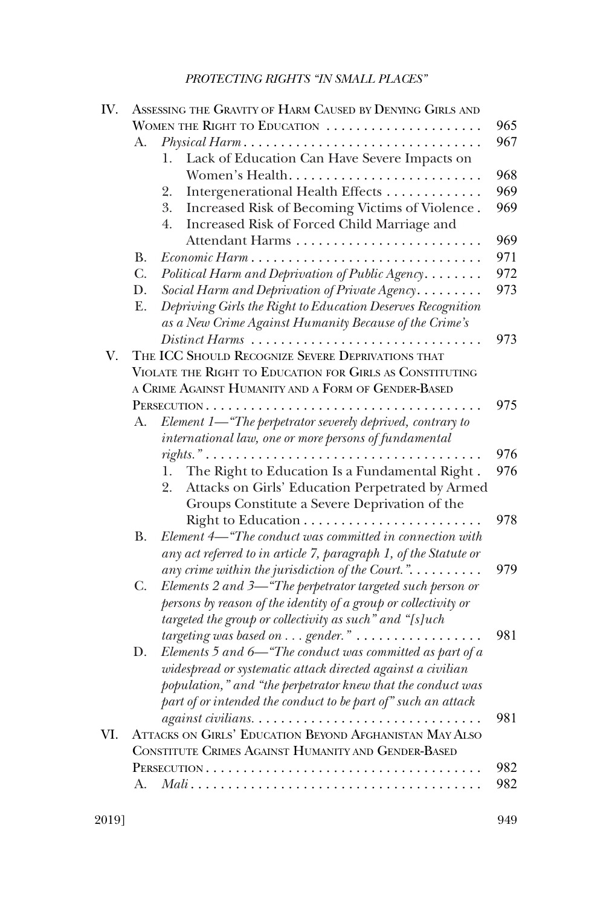IV. Assessing the Gravity of Harm Caused by Denying Girls and Women the Right to Education . . . . . . . . . . . . . . . . . . . . . 965

  A. *Physical Harm* . . . . . . . . . . . . . . . . . . . . . . . . . . . . . . . . 967

    1. Lack of Education Can Have Severe Impacts on Women's Health. . . . . . . . . . . . . . . . . . . . . . . . . . 968

    2. Intergenerational Health Effects . . . . . . . . . . . . . 969

    3. Increased Risk of Becoming Victims of Violence . 969

    4. Increased Risk of Forced Child Marriage and Attendant Harms . . . . . . . . . . . . . . . . . . . . . . . . . 969

  B. *Economic Harm* . . . . . . . . . . . . . . . . . . . . . . . . . . . . . . . 971

  C. *Political Harm and Deprivation of Public Agency*. . . . . . . . 972

  D. *Social Harm and Deprivation of Private Agency*. . . . . . . . . 973

  E. *Depriving Girls the Right to Education Deserves Recognition as a New Crime Against Humanity Because of the Crime's Distinct Harms* . . . . . . . . . . . . . . . . . . . . . . . . . . . . . . . 973

V. The ICC Should Recognize Severe Deprivations that Violate the Right to Education for Girls as Constituting a Crime Against Humanity and a Form of Gender-Based Persecution . . . . . . . . . . . . . . . . . . . . . . . . . . . . . . . . . . . . . . 975

  A. *Element 1—"The perpetrator severely deprived, contrary to international law, one or more persons of fundamental rights."* . . . . . . . . . . . . . . . . . . . . . . . . . . . . . . . . . . . . . 976

    1. The Right to Education Is a Fundamental Right . 976

    2. Attacks on Girls' Education Perpetrated by Armed Groups Constitute a Severe Deprivation of the Right to Education . . . . . . . . . . . . . . . . . . . . . . . . 978

  B. *Element 4—"The conduct was committed in connection with any act referred to in article 7, paragraph 1, of the Statute or any crime within the jurisdiction of the Court."*. . . . . . . . . 979

  C. *Elements 2 and 3—"The perpetrator targeted such person or persons by reason of the identity of a group or collectivity or targeted the group or collectivity as such" and "[s]uch targeting was based on . . . gender."* . . . . . . . . . . . . . . . . . 981

  D. *Elements 5 and 6—"The conduct was committed as part of a widespread or systematic attack directed against a civilian population," and "the perpetrator knew that the conduct was part of or intended the conduct to be part of" such an attack against civilians.* . . . . . . . . . . . . . . . . . . . . . . . . . . . . . . 981

VI. Attacks on Girls' Education Beyond Afghanistan May Also Constitute Crimes Against Humanity and Gender-Based Persecution . . . . . . . . . . . . . . . . . . . . . . . . . . . . . . . . . . . . . . 982

  A. *Mali* . . . . . . . . . . . . . . . . . . . . . . . . . . . . . . . . . . . . . . . 982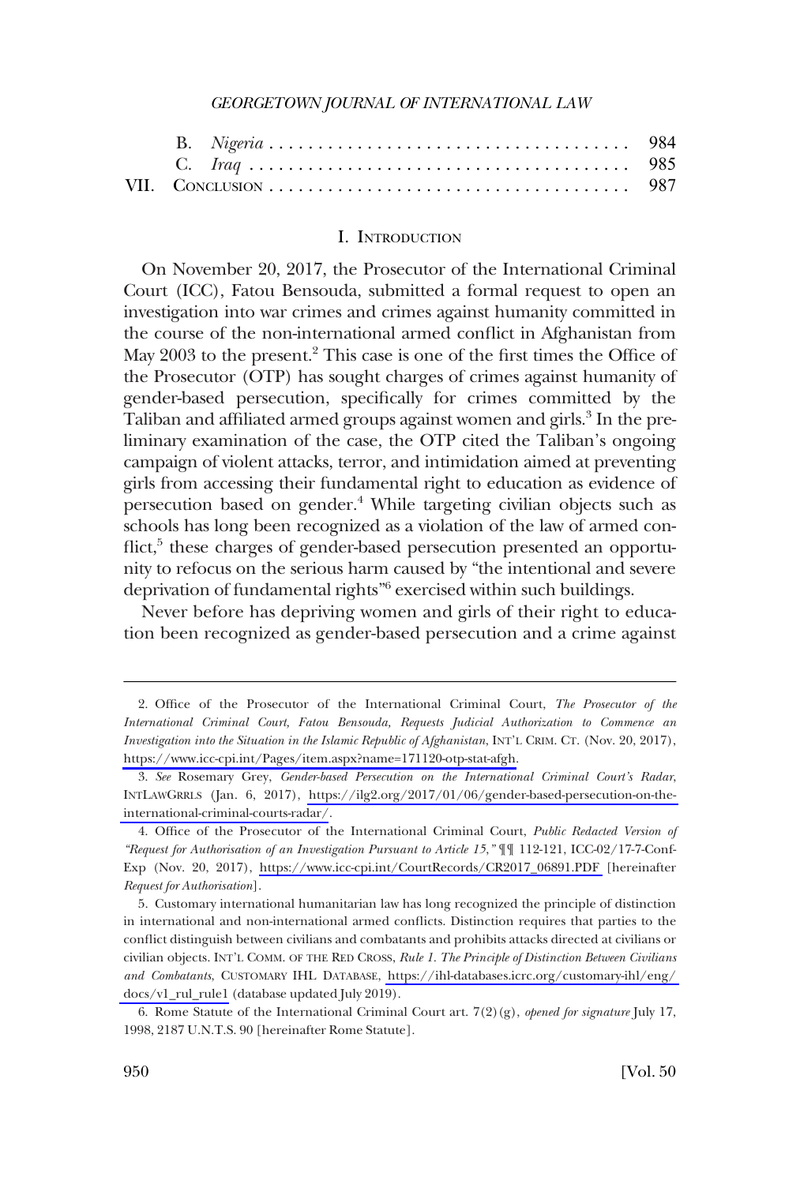|  |  |  |
|---|---|---|
| B. | *Nigeria* | 984 |
| C. | *Iraq* | 985 |
| VII. | CONCLUSION | 987 |

## I. INTRODUCTION

On November 20, 2017, the Prosecutor of the International Criminal Court (ICC), Fatou Bensouda, submitted a formal request to open an investigation into war crimes and crimes against humanity committed in the course of the non-international armed conflict in Afghanistan from May 2003 to the present.[2] This case is one of the first times the Office of the Prosecutor (OTP) has sought charges of crimes against humanity of gender-based persecution, specifically for crimes committed by the Taliban and affiliated armed groups against women and girls.[3] In the preliminary examination of the case, the OTP cited the Taliban's ongoing campaign of violent attacks, terror, and intimidation aimed at preventing girls from accessing their fundamental right to education as evidence of persecution based on gender.[4] While targeting civilian objects such as schools has long been recognized as a violation of the law of armed conflict,[5] these charges of gender-based persecution presented an opportunity to refocus on the serious harm caused by "the intentional and severe deprivation of fundamental rights"[6] exercised within such buildings.

Never before has depriving women and girls of their right to education been recognized as gender-based persecution and a crime against

---

2. Office of the Prosecutor of the International Criminal Court, *The Prosecutor of the International Criminal Court, Fatou Bensouda, Requests Judicial Authorization to Commence an Investigation into the Situation in the Islamic Republic of Afghanistan*, INT'L CRIM. CT. (Nov. 20, 2017), https://www.icc-cpi.int/Pages/item.aspx?name=171120-otp-stat-afgh.

3. *See* Rosemary Grey, *Gender-based Persecution on the International Criminal Court's Radar*, INTLAWGRRLS (Jan. 6, 2017), https://ilg2.org/2017/01/06/gender-based-persecution-on-the-international-criminal-courts-radar/.

4. Office of the Prosecutor of the International Criminal Court, *Public Redacted Version of "Request for Authorisation of an Investigation Pursuant to Article 15,"* ¶¶ 112-121, ICC-02/17-7-Conf-Exp (Nov. 20, 2017), https://www.icc-cpi.int/CourtRecords/CR2017_06891.PDF [hereinafter *Request for Authorisation*].

5. Customary international humanitarian law has long recognized the principle of distinction in international and non-international armed conflicts. Distinction requires that parties to the conflict distinguish between civilians and combatants and prohibits attacks directed at civilians or civilian objects. INT'L COMM. OF THE RED CROSS, *Rule 1. The Principle of Distinction Between Civilians and Combatants*, CUSTOMARY IHL DATABASE, https://ihl-databases.icrc.org/customary-ihl/eng/docs/v1_rul_rule1 (database updated July 2019).

6. Rome Statute of the International Criminal Court art. 7(2)(g), *opened for signature* July 17, 1998, 2187 U.N.T.S. 90 [hereinafter Rome Statute].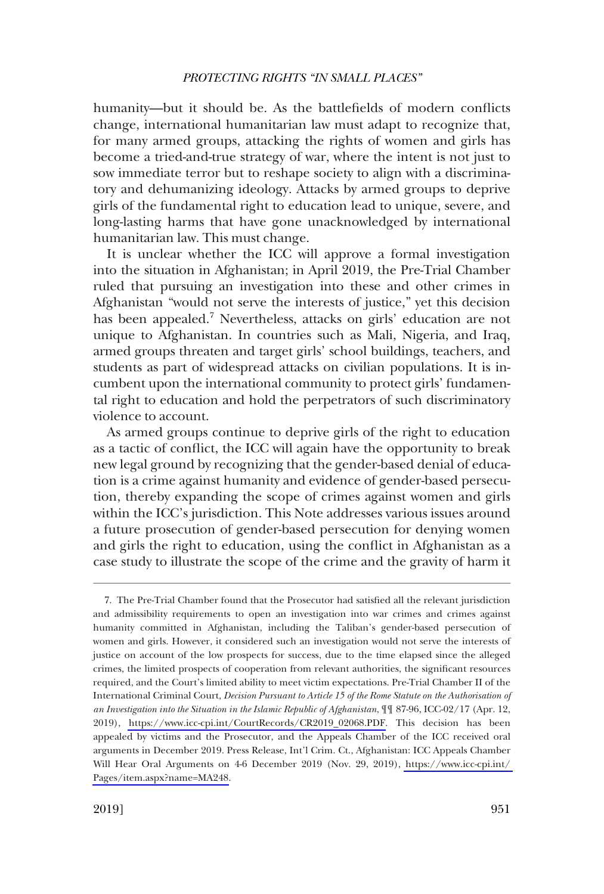humanity—but it should be. As the battlefields of modern conflicts change, international humanitarian law must adapt to recognize that, for many armed groups, attacking the rights of women and girls has become a tried-and-true strategy of war, where the intent is not just to sow immediate terror but to reshape society to align with a discriminatory and dehumanizing ideology. Attacks by armed groups to deprive girls of the fundamental right to education lead to unique, severe, and long-lasting harms that have gone unacknowledged by international humanitarian law. This must change.

It is unclear whether the ICC will approve a formal investigation into the situation in Afghanistan; in April 2019, the Pre-Trial Chamber ruled that pursuing an investigation into these and other crimes in Afghanistan "would not serve the interests of justice," yet this decision has been appealed.[7] Nevertheless, attacks on girls' education are not unique to Afghanistan. In countries such as Mali, Nigeria, and Iraq, armed groups threaten and target girls' school buildings, teachers, and students as part of widespread attacks on civilian populations. It is incumbent upon the international community to protect girls' fundamental right to education and hold the perpetrators of such discriminatory violence to account.

As armed groups continue to deprive girls of the right to education as a tactic of conflict, the ICC will again have the opportunity to break new legal ground by recognizing that the gender-based denial of education is a crime against humanity and evidence of gender-based persecution, thereby expanding the scope of crimes against women and girls within the ICC's jurisdiction. This Note addresses various issues around a future prosecution of gender-based persecution for denying women and girls the right to education, using the conflict in Afghanistan as a case study to illustrate the scope of the crime and the gravity of harm it

---

7. The Pre-Trial Chamber found that the Prosecutor had satisfied all the relevant jurisdiction and admissibility requirements to open an investigation into war crimes and crimes against humanity committed in Afghanistan, including the Taliban's gender-based persecution of women and girls. However, it considered such an investigation would not serve the interests of justice on account of the low prospects for success, due to the time elapsed since the alleged crimes, the limited prospects of cooperation from relevant authorities, the significant resources required, and the Court's limited ability to meet victim expectations. Pre-Trial Chamber II of the International Criminal Court, *Decision Pursuant to Article 15 of the Rome Statute on the Authorisation of an Investigation into the Situation in the Islamic Republic of Afghanistan*, ¶¶ 87-96, ICC-02/17 (Apr. 12, 2019), https://www.icc-cpi.int/CourtRecords/CR2019_02068.PDF. This decision has been appealed by victims and the Prosecutor, and the Appeals Chamber of the ICC received oral arguments in December 2019. Press Release, Int'l Crim. Ct., Afghanistan: ICC Appeals Chamber Will Hear Oral Arguments on 4-6 December 2019 (Nov. 29, 2019), https://www.icc-cpi.int/Pages/item.aspx?name=MA248.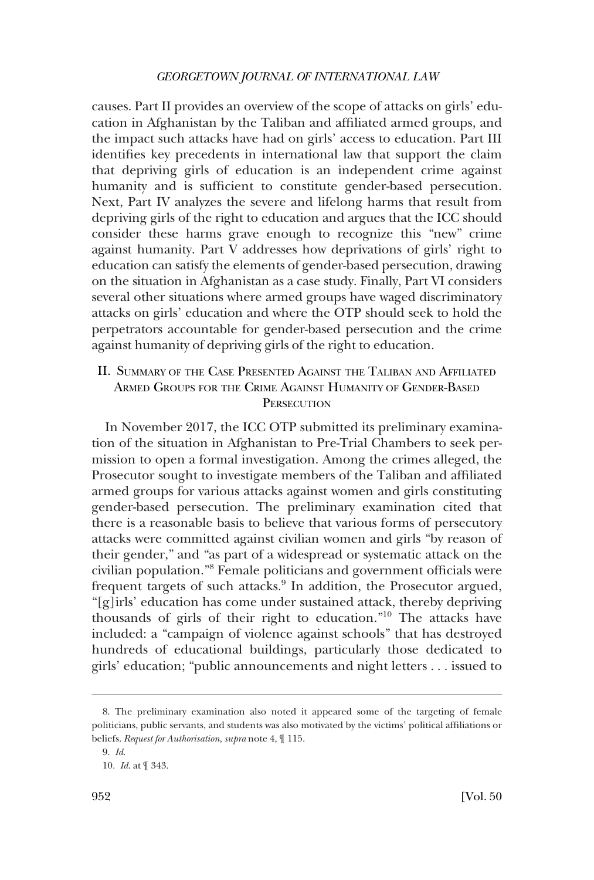causes. Part II provides an overview of the scope of attacks on girls' education in Afghanistan by the Taliban and affiliated armed groups, and the impact such attacks have had on girls' access to education. Part III identifies key precedents in international law that support the claim that depriving girls of education is an independent crime against humanity and is sufficient to constitute gender-based persecution. Next, Part IV analyzes the severe and lifelong harms that result from depriving girls of the right to education and argues that the ICC should consider these harms grave enough to recognize this "new" crime against humanity. Part V addresses how deprivations of girls' right to education can satisfy the elements of gender-based persecution, drawing on the situation in Afghanistan as a case study. Finally, Part VI considers several other situations where armed groups have waged discriminatory attacks on girls' education and where the OTP should seek to hold the perpetrators accountable for gender-based persecution and the crime against humanity of depriving girls of the right to education.

## II. Summary of the Case Presented Against the Taliban and Affiliated Armed Groups for the Crime Against Humanity of Gender-Based Persecution

In November 2017, the ICC OTP submitted its preliminary examination of the situation in Afghanistan to Pre-Trial Chambers to seek permission to open a formal investigation. Among the crimes alleged, the Prosecutor sought to investigate members of the Taliban and affiliated armed groups for various attacks against women and girls constituting gender-based persecution. The preliminary examination cited that there is a reasonable basis to believe that various forms of persecutory attacks were committed against civilian women and girls "by reason of their gender," and "as part of a widespread or systematic attack on the civilian population."[8] Female politicians and government officials were frequent targets of such attacks.[9] In addition, the Prosecutor argued, "[g]irls' education has come under sustained attack, thereby depriving thousands of girls of their right to education."[10] The attacks have included: a "campaign of violence against schools" that has destroyed hundreds of educational buildings, particularly those dedicated to girls' education; "public announcements and night letters . . . issued to

8. The preliminary examination also noted it appeared some of the targeting of female politicians, public servants, and students was also motivated by the victims' political affiliations or beliefs. *Request for Authorisation*, *supra* note 4, ¶ 115.

9. *Id.*

10. *Id.* at ¶ 343.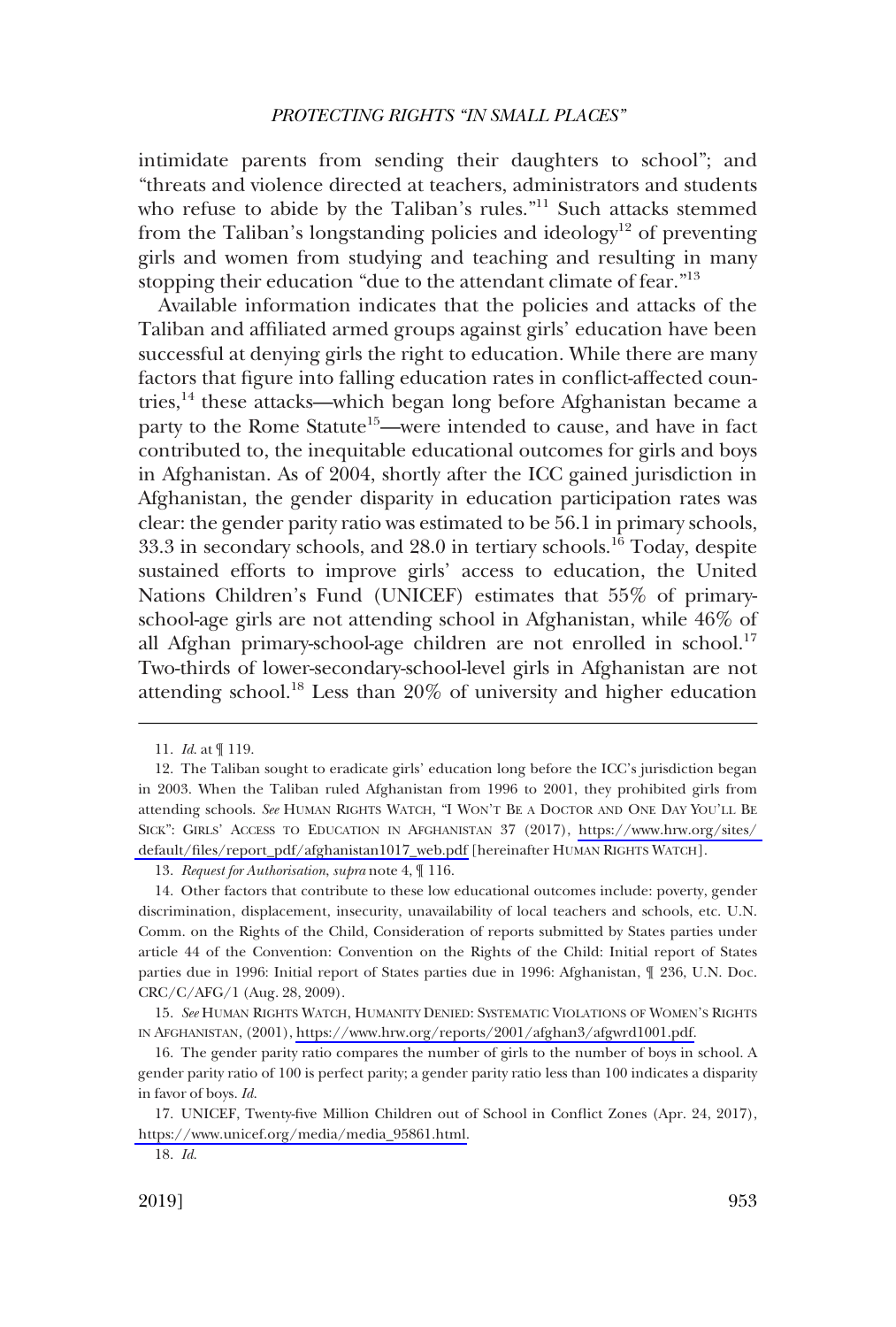intimidate parents from sending their daughters to school"; and "threats and violence directed at teachers, administrators and students who refuse to abide by the Taliban's rules."[11] Such attacks stemmed from the Taliban's longstanding policies and ideology[12] of preventing girls and women from studying and teaching and resulting in many stopping their education "due to the attendant climate of fear."[13]

Available information indicates that the policies and attacks of the Taliban and affiliated armed groups against girls' education have been successful at denying girls the right to education. While there are many factors that figure into falling education rates in conflict-affected countries,[14] these attacks—which began long before Afghanistan became a party to the Rome Statute[15]—were intended to cause, and have in fact contributed to, the inequitable educational outcomes for girls and boys in Afghanistan. As of 2004, shortly after the ICC gained jurisdiction in Afghanistan, the gender disparity in education participation rates was clear: the gender parity ratio was estimated to be 56.1 in primary schools, 33.3 in secondary schools, and 28.0 in tertiary schools.[16] Today, despite sustained efforts to improve girls' access to education, the United Nations Children's Fund (UNICEF) estimates that 55% of primary-school-age girls are not attending school in Afghanistan, while 46% of all Afghan primary-school-age children are not enrolled in school.[17] Two-thirds of lower-secondary-school-level girls in Afghanistan are not attending school.[18] Less than 20% of university and higher education

---

11. *Id.* at ¶ 119.

12. The Taliban sought to eradicate girls' education long before the ICC's jurisdiction began in 2003. When the Taliban ruled Afghanistan from 1996 to 2001, they prohibited girls from attending schools. *See* HUMAN RIGHTS WATCH, "I WON'T BE A DOCTOR AND ONE DAY YOU'LL BE SICK": GIRLS' ACCESS TO EDUCATION IN AFGHANISTAN 37 (2017), https://www.hrw.org/sites/default/files/report_pdf/afghanistan1017_web.pdf [hereinafter HUMAN RIGHTS WATCH].

13. *Request for Authorisation*, *supra* note 4, ¶ 116.

14. Other factors that contribute to these low educational outcomes include: poverty, gender discrimination, displacement, insecurity, unavailability of local teachers and schools, etc. U.N. Comm. on the Rights of the Child, Consideration of reports submitted by States parties under article 44 of the Convention: Convention on the Rights of the Child: Initial report of States parties due in 1996: Initial report of States parties due in 1996: Afghanistan, ¶ 236, U.N. Doc. CRC/C/AFG/1 (Aug. 28, 2009).

15. *See* HUMAN RIGHTS WATCH, HUMANITY DENIED: SYSTEMATIC VIOLATIONS OF WOMEN'S RIGHTS IN AFGHANISTAN, (2001), https://www.hrw.org/reports/2001/afghan3/afgwrd1001.pdf.

16. The gender parity ratio compares the number of girls to the number of boys in school. A gender parity ratio of 100 is perfect parity; a gender parity ratio less than 100 indicates a disparity in favor of boys. *Id.*

17. UNICEF, Twenty-five Million Children out of School in Conflict Zones (Apr. 24, 2017), https://www.unicef.org/media/media_95861.html.

18. *Id.*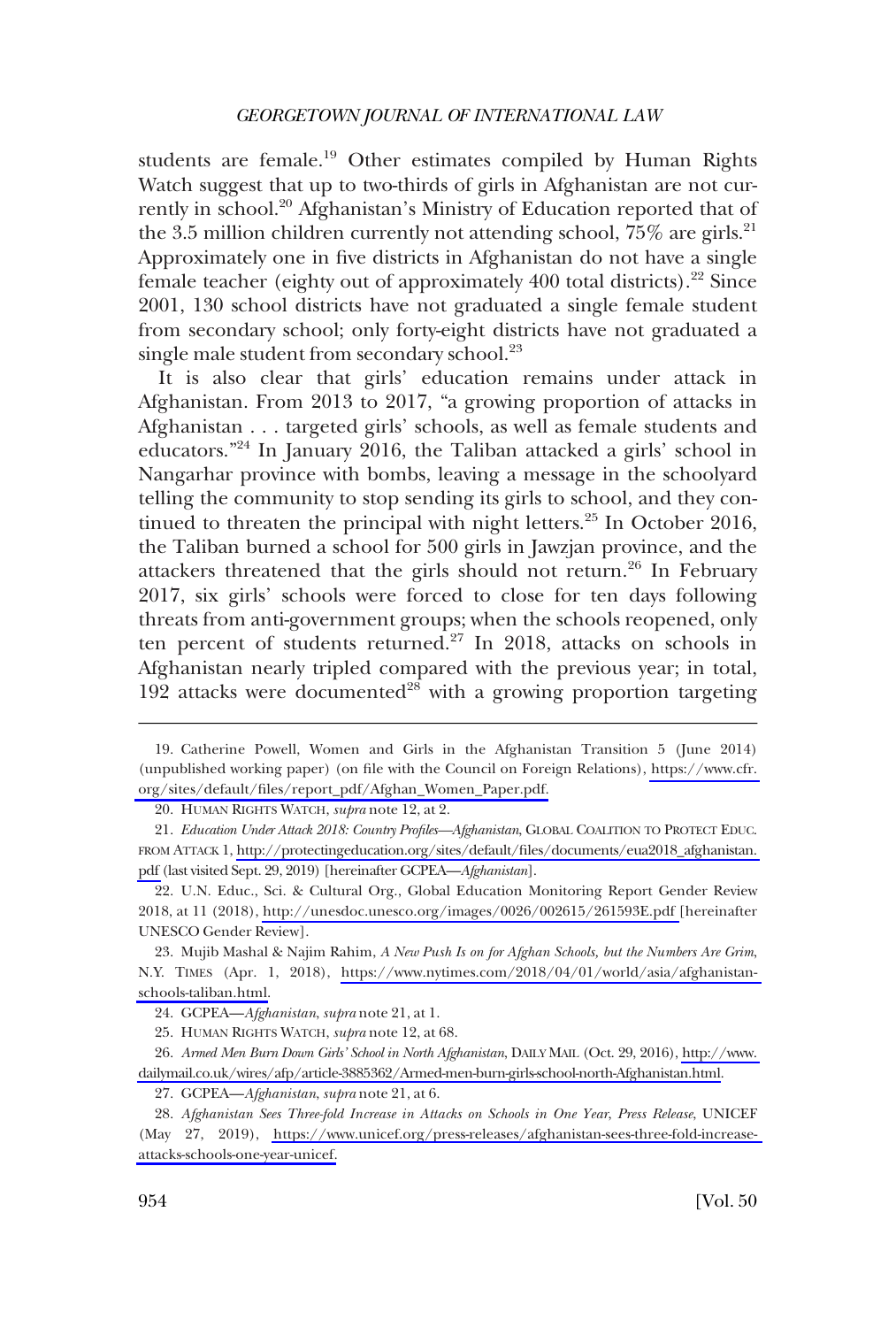students are female.[19] Other estimates compiled by Human Rights Watch suggest that up to two-thirds of girls in Afghanistan are not currently in school.[20] Afghanistan's Ministry of Education reported that of the 3.5 million children currently not attending school, 75% are girls.[21] Approximately one in five districts in Afghanistan do not have a single female teacher (eighty out of approximately 400 total districts).[22] Since 2001, 130 school districts have not graduated a single female student from secondary school; only forty-eight districts have not graduated a single male student from secondary school.[23]

It is also clear that girls' education remains under attack in Afghanistan. From 2013 to 2017, "a growing proportion of attacks in Afghanistan . . . targeted girls' schools, as well as female students and educators."[24] In January 2016, the Taliban attacked a girls' school in Nangarhar province with bombs, leaving a message in the schoolyard telling the community to stop sending its girls to school, and they continued to threaten the principal with night letters.[25] In October 2016, the Taliban burned a school for 500 girls in Jawzjan province, and the attackers threatened that the girls should not return.[26] In February 2017, six girls' schools were forced to close for ten days following threats from anti-government groups; when the schools reopened, only ten percent of students returned.[27] In 2018, attacks on schools in Afghanistan nearly tripled compared with the previous year; in total, 192 attacks were documented[28] with a growing proportion targeting

---

19. Catherine Powell, Women and Girls in the Afghanistan Transition 5 (June 2014) (unpublished working paper) (on file with the Council on Foreign Relations), https://www.cfr.org/sites/default/files/report_pdf/Afghan_Women_Paper.pdf.

20. HUMAN RIGHTS WATCH, *supra* note 12, at 2.

21. *Education Under Attack 2018: Country Profiles—Afghanistan*, GLOBAL COALITION TO PROTECT EDUC. FROM ATTACK 1, http://protectingeducation.org/sites/default/files/documents/eua2018_afghanistan.pdf (last visited Sept. 29, 2019) [hereinafter GCPEA—*Afghanistan*].

22. U.N. Educ., Sci. & Cultural Org., Global Education Monitoring Report Gender Review 2018, at 11 (2018), http://unesdoc.unesco.org/images/0026/002615/261593E.pdf [hereinafter UNESCO Gender Review].

23. Mujib Mashal & Najim Rahim, *A New Push Is on for Afghan Schools, but the Numbers Are Grim*, N.Y. TIMES (Apr. 1, 2018), https://www.nytimes.com/2018/04/01/world/asia/afghanistan-schools-taliban.html.

24. GCPEA—*Afghanistan*, *supra* note 21, at 1.

25. HUMAN RIGHTS WATCH, *supra* note 12, at 68.

26. *Armed Men Burn Down Girls' School in North Afghanistan*, DAILY MAIL (Oct. 29, 2016), http://www.dailymail.co.uk/wires/afp/article-3885362/Armed-men-burn-girls-school-north-Afghanistan.html.

27. GCPEA—*Afghanistan*, *supra* note 21, at 6.

28. *Afghanistan Sees Three-fold Increase in Attacks on Schools in One Year, Press Release*, UNICEF (May 27, 2019), https://www.unicef.org/press-releases/afghanistan-sees-three-fold-increase-attacks-schools-one-year-unicef.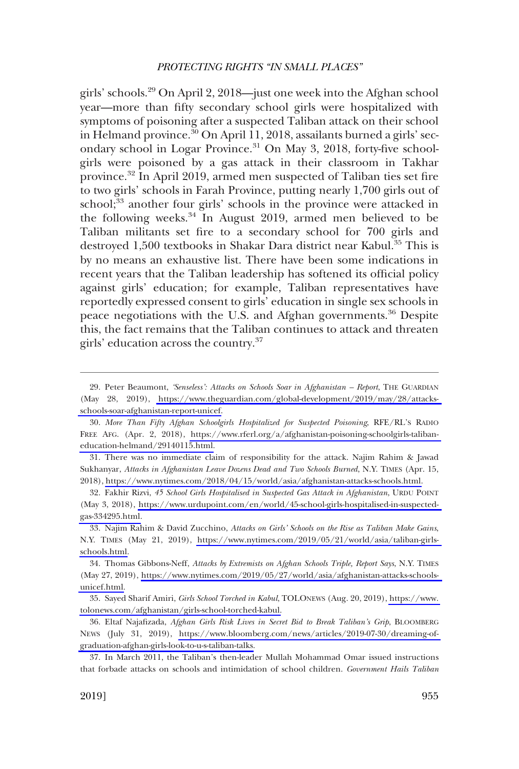girls' schools.[29] On April 2, 2018—just one week into the Afghan school year—more than fifty secondary school girls were hospitalized with symptoms of poisoning after a suspected Taliban attack on their school in Helmand province.[30] On April 11, 2018, assailants burned a girls' secondary school in Logar Province.[31] On May 3, 2018, forty-five schoolgirls were poisoned by a gas attack in their classroom in Takhar province.[32] In April 2019, armed men suspected of Taliban ties set fire to two girls' schools in Farah Province, putting nearly 1,700 girls out of school;[33] another four girls' schools in the province were attacked in the following weeks.[34] In August 2019, armed men believed to be Taliban militants set fire to a secondary school for 700 girls and destroyed 1,500 textbooks in Shakar Dara district near Kabul.[35] This is by no means an exhaustive list. There have been some indications in recent years that the Taliban leadership has softened its official policy against girls' education; for example, Taliban representatives have reportedly expressed consent to girls' education in single sex schools in peace negotiations with the U.S. and Afghan governments.[36] Despite this, the fact remains that the Taliban continues to attack and threaten girls' education across the country.[37]

---

29. Peter Beaumont, *'Senseless': Attacks on Schools Soar in Afghanistan – Report*, THE GUARDIAN (May 28, 2019), https://www.theguardian.com/global-development/2019/may/28/attacks-schools-soar-afghanistan-report-unicef.

30. *More Than Fifty Afghan Schoolgirls Hospitalized for Suspected Poisoning*, RFE/RL'S RADIO FREE AFG. (Apr. 2, 2018), https://www.rferl.org/a/afghanistan-poisoning-schoolgirls-taliban-education-helmand/29140115.html.

31. There was no immediate claim of responsibility for the attack. Najim Rahim & Jawad Sukhanyar, *Attacks in Afghanistan Leave Dozens Dead and Two Schools Burned*, N.Y. TIMES (Apr. 15, 2018), https://www.nytimes.com/2018/04/15/world/asia/afghanistan-attacks-schools.html.

32. Fakhir Rizvi, *45 School Girls Hospitalised in Suspected Gas Attack in Afghanistan*, URDU POINT (May 3, 2018), https://www.urdupoint.com/en/world/45-school-girls-hospitalised-in-suspected-gas-334295.html.

33. Najim Rahim & David Zucchino, *Attacks on Girls' Schools on the Rise as Taliban Make Gains*, N.Y. TIMES (May 21, 2019), https://www.nytimes.com/2019/05/21/world/asia/taliban-girls-schools.html.

34. Thomas Gibbons-Neff, *Attacks by Extremists on Afghan Schools Triple, Report Says*, N.Y. TIMES (May 27, 2019), https://www.nytimes.com/2019/05/27/world/asia/afghanistan-attacks-schools-unicef.html.

35. Sayed Sharif Amiri, *Girls School Torched in Kabul*, TOLONEWS (Aug. 20, 2019), https://www.tolonews.com/afghanistan/girls-school-torched-kabul.

36. Eltaf Najafizada, *Afghan Girls Risk Lives in Secret Bid to Break Taliban's Grip*, BLOOMBERG NEWS (July 31, 2019), https://www.bloomberg.com/news/articles/2019-07-30/dreaming-of-graduation-afghan-girls-look-to-u-s-taliban-talks.

37. In March 2011, the Taliban's then-leader Mullah Mohammad Omar issued instructions that forbade attacks on schools and intimidation of school children. *Government Hails Taliban*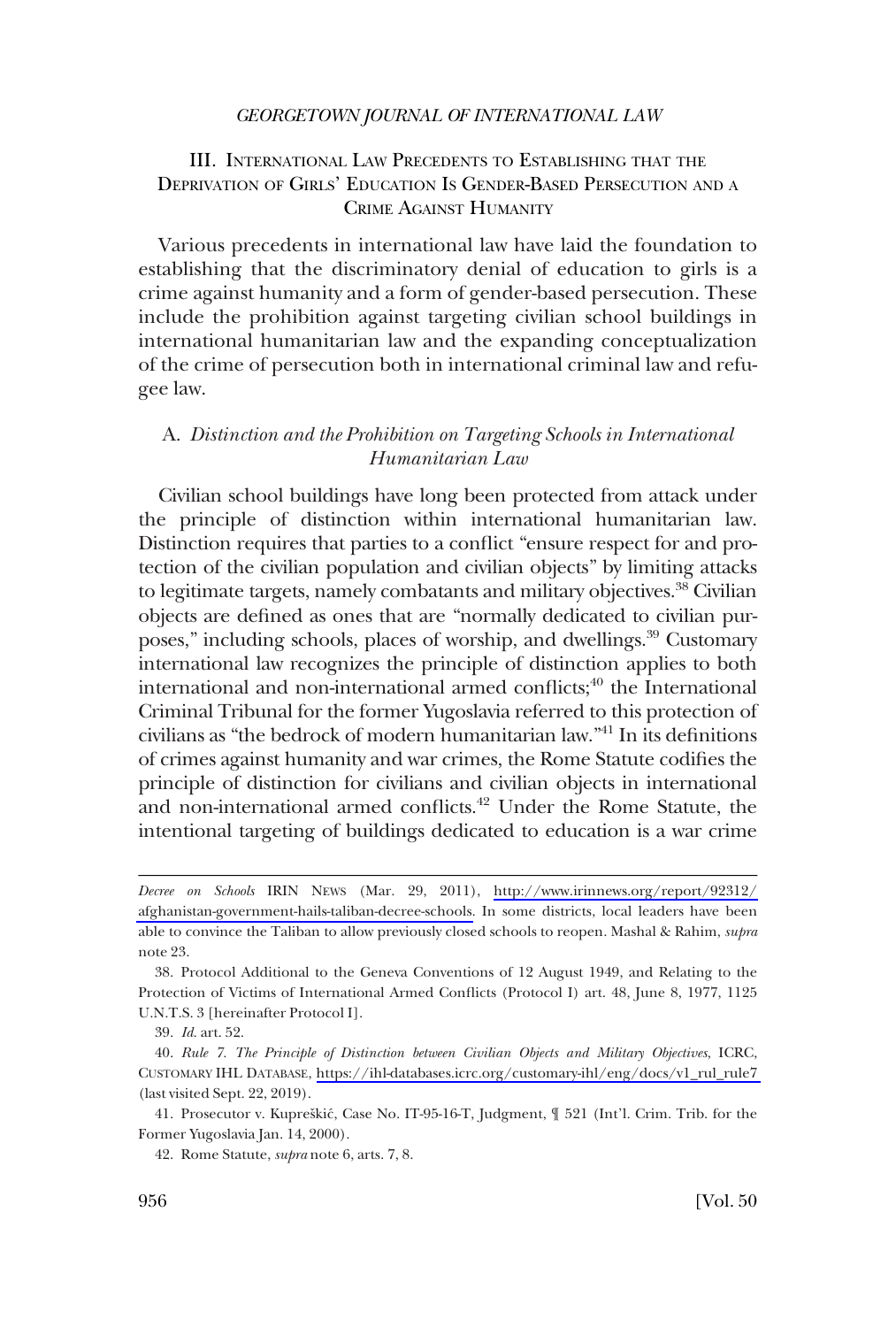## III. International Law Precedents to Establishing that the Deprivation of Girls' Education Is Gender-Based Persecution and a Crime Against Humanity

Various precedents in international law have laid the foundation to establishing that the discriminatory denial of education to girls is a crime against humanity and a form of gender-based persecution. These include the prohibition against targeting civilian school buildings in international humanitarian law and the expanding conceptualization of the crime of persecution both in international criminal law and refugee law.

### A. *Distinction and the Prohibition on Targeting Schools in International Humanitarian Law*

Civilian school buildings have long been protected from attack under the principle of distinction within international humanitarian law. Distinction requires that parties to a conflict "ensure respect for and protection of the civilian population and civilian objects" by limiting attacks to legitimate targets, namely combatants and military objectives.[38] Civilian objects are defined as ones that are "normally dedicated to civilian purposes," including schools, places of worship, and dwellings.[39] Customary international law recognizes the principle of distinction applies to both international and non-international armed conflicts;[40] the International Criminal Tribunal for the former Yugoslavia referred to this protection of civilians as "the bedrock of modern humanitarian law."[41] In its definitions of crimes against humanity and war crimes, the Rome Statute codifies the principle of distinction for civilians and civilian objects in international and non-international armed conflicts.[42] Under the Rome Statute, the intentional targeting of buildings dedicated to education is a war crime

---

*Decree on Schools* IRIN News (Mar. 29, 2011), http://www.irinnews.org/report/92312/afghanistan-government-hails-taliban-decree-schools. In some districts, local leaders have been able to convince the Taliban to allow previously closed schools to reopen. Mashal & Rahim, *supra* note 23.

38. Protocol Additional to the Geneva Conventions of 12 August 1949, and Relating to the Protection of Victims of International Armed Conflicts (Protocol I) art. 48, June 8, 1977, 1125 U.N.T.S. 3 [hereinafter Protocol I].

39. *Id.* art. 52.

40. *Rule 7. The Principle of Distinction between Civilian Objects and Military Objectives*, ICRC, Customary IHL Database, https://ihl-databases.icrc.org/customary-ihl/eng/docs/v1_rul_rule7 (last visited Sept. 22, 2019).

41. Prosecutor v. Kupreškić, Case No. IT-95-16-T, Judgment, ¶ 521 (Int'l. Crim. Trib. for the Former Yugoslavia Jan. 14, 2000).

42. Rome Statute, *supra* note 6, arts. 7, 8.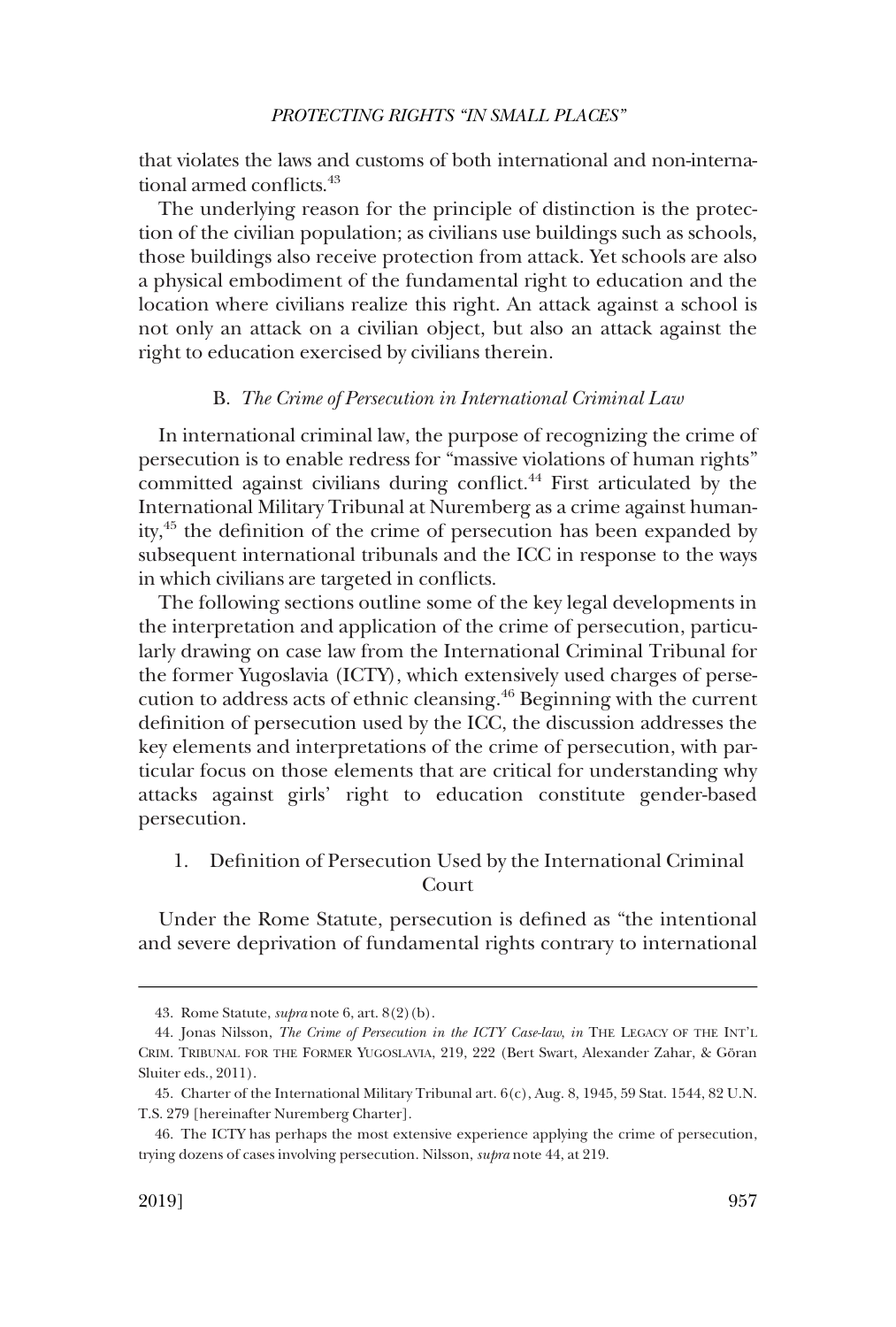that violates the laws and customs of both international and non-international armed conflicts.[43]

The underlying reason for the principle of distinction is the protection of the civilian population; as civilians use buildings such as schools, those buildings also receive protection from attack. Yet schools are also a physical embodiment of the fundamental right to education and the location where civilians realize this right. An attack against a school is not only an attack on a civilian object, but also an attack against the right to education exercised by civilians therein.

### B. *The Crime of Persecution in International Criminal Law*

In international criminal law, the purpose of recognizing the crime of persecution is to enable redress for "massive violations of human rights" committed against civilians during conflict.[44] First articulated by the International Military Tribunal at Nuremberg as a crime against humanity,[45] the definition of the crime of persecution has been expanded by subsequent international tribunals and the ICC in response to the ways in which civilians are targeted in conflicts.

The following sections outline some of the key legal developments in the interpretation and application of the crime of persecution, particularly drawing on case law from the International Criminal Tribunal for the former Yugoslavia (ICTY), which extensively used charges of persecution to address acts of ethnic cleansing.[46] Beginning with the current definition of persecution used by the ICC, the discussion addresses the key elements and interpretations of the crime of persecution, with particular focus on those elements that are critical for understanding why attacks against girls' right to education constitute gender-based persecution.

#### 1. Definition of Persecution Used by the International Criminal Court

Under the Rome Statute, persecution is defined as "the intentional and severe deprivation of fundamental rights contrary to international

---

43. Rome Statute, *supra* note 6, art. 8(2)(b).

44. Jonas Nilsson, *The Crime of Persecution in the ICTY Case-law*, *in* THE LEGACY OF THE INT'L CRIM. TRIBUNAL FOR THE FORMER YUGOSLAVIA, 219, 222 (Bert Swart, Alexander Zahar, & Göran Sluiter eds., 2011).

45. Charter of the International Military Tribunal art. 6(c), Aug. 8, 1945, 59 Stat. 1544, 82 U.N. T.S. 279 [hereinafter Nuremberg Charter].

46. The ICTY has perhaps the most extensive experience applying the crime of persecution, trying dozens of cases involving persecution. Nilsson, *supra* note 44, at 219.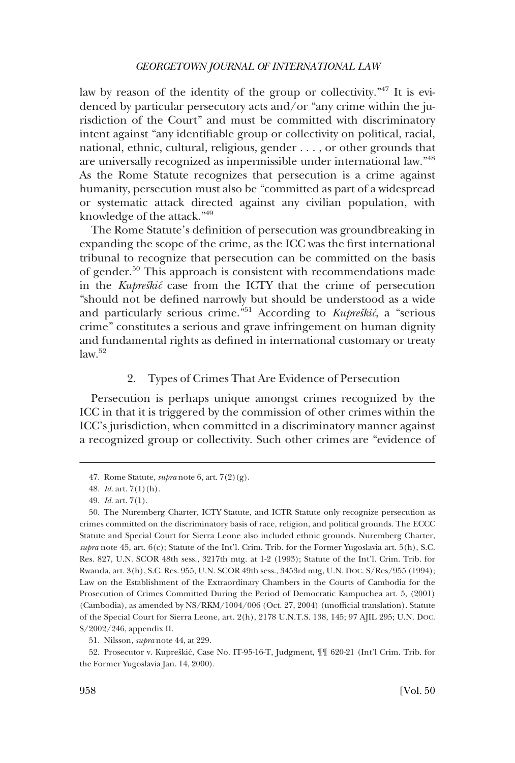law by reason of the identity of the group or collectivity."[47] It is evidenced by particular persecutory acts and/or "any crime within the jurisdiction of the Court" and must be committed with discriminatory intent against "any identifiable group or collectivity on political, racial, national, ethnic, cultural, religious, gender . . . , or other grounds that are universally recognized as impermissible under international law."[48] As the Rome Statute recognizes that persecution is a crime against humanity, persecution must also be "committed as part of a widespread or systematic attack directed against any civilian population, with knowledge of the attack."[49]

The Rome Statute's definition of persecution was groundbreaking in expanding the scope of the crime, as the ICC was the first international tribunal to recognize that persecution can be committed on the basis of gender.[50] This approach is consistent with recommendations made in the *Kupreškić* case from the ICTY that the crime of persecution "should not be defined narrowly but should be understood as a wide and particularly serious crime."[51] According to *Kupreškić*, a "serious crime" constitutes a serious and grave infringement on human dignity and fundamental rights as defined in international customary or treaty law.[52]

### 2. Types of Crimes That Are Evidence of Persecution

Persecution is perhaps unique amongst crimes recognized by the ICC in that it is triggered by the commission of other crimes within the ICC's jurisdiction, when committed in a discriminatory manner against a recognized group or collectivity. Such other crimes are "evidence of

---

47. Rome Statute, *supra* note 6, art. 7(2)(g).

48. *Id.* art. 7(1)(h).

49. *Id.* art. 7(1).

50. The Nuremberg Charter, ICTY Statute, and ICTR Statute only recognize persecution as crimes committed on the discriminatory basis of race, religion, and political grounds. The ECCC Statute and Special Court for Sierra Leone also included ethnic grounds. Nuremberg Charter, *supra* note 45, art. 6(c); Statute of the Int'l. Crim. Trib. for the Former Yugoslavia art. 5(h), S.C. Res. 827, U.N. SCOR 48th sess., 3217th mtg. at 1-2 (1993); Statute of the Int'l. Crim. Trib. for Rwanda, art. 3(h), S.C. Res. 955, U.N. SCOR 49th sess., 3453rd mtg, U.N. DOC. S/Res/955 (1994); Law on the Establishment of the Extraordinary Chambers in the Courts of Cambodia for the Prosecution of Crimes Committed During the Period of Democratic Kampuchea art. 5, (2001) (Cambodia), as amended by NS/RKM/1004/006 (Oct. 27, 2004) (unofficial translation). Statute of the Special Court for Sierra Leone, art. 2(h), 2178 U.N.T.S. 138, 145; 97 AJIL 295; U.N. DOC. S/2002/246, appendix II.

51. Nilsson, *supra* note 44, at 229.

52. Prosecutor v. Kupreškić, Case No. IT-95-16-T, Judgment, ¶¶ 620-21 (Int'l Crim. Trib. for the Former Yugoslavia Jan. 14, 2000).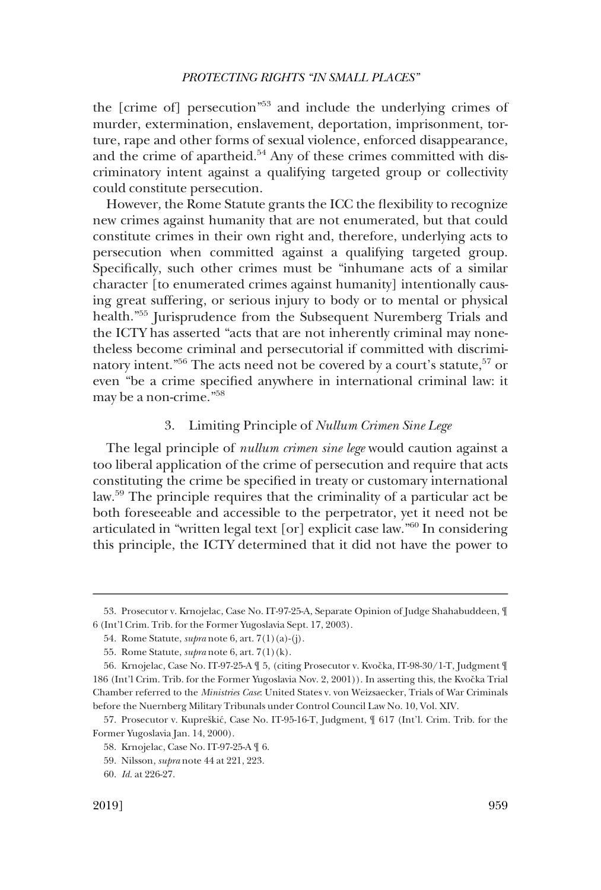the [crime of] persecution"[53] and include the underlying crimes of murder, extermination, enslavement, deportation, imprisonment, torture, rape and other forms of sexual violence, enforced disappearance, and the crime of apartheid.[54] Any of these crimes committed with discriminatory intent against a qualifying targeted group or collectivity could constitute persecution.

However, the Rome Statute grants the ICC the flexibility to recognize new crimes against humanity that are not enumerated, but that could constitute crimes in their own right and, therefore, underlying acts to persecution when committed against a qualifying targeted group. Specifically, such other crimes must be "inhumane acts of a similar character [to enumerated crimes against humanity] intentionally causing great suffering, or serious injury to body or to mental or physical health."[55] Jurisprudence from the Subsequent Nuremberg Trials and the ICTY has asserted "acts that are not inherently criminal may nonetheless become criminal and persecutorial if committed with discriminatory intent."[56] The acts need not be covered by a court's statute,[57] or even "be a crime specified anywhere in international criminal law: it may be a non-crime."[58]

### 3. Limiting Principle of *Nullum Crimen Sine Lege*

The legal principle of *nullum crimen sine lege* would caution against a too liberal application of the crime of persecution and require that acts constituting the crime be specified in treaty or customary international law.[59] The principle requires that the criminality of a particular act be both foreseeable and accessible to the perpetrator, yet it need not be articulated in "written legal text [or] explicit case law."[60] In considering this principle, the ICTY determined that it did not have the power to

---

53. Prosecutor v. Krnojelac, Case No. IT-97-25-A, Separate Opinion of Judge Shahabuddeen, ¶ 6 (Int'l Crim. Trib. for the Former Yugoslavia Sept. 17, 2003).

54. Rome Statute, *supra* note 6, art. 7(1)(a)-(j).

55. Rome Statute, *supra* note 6, art. 7(1)(k).

56. Krnojelac, Case No. IT-97-25-A ¶ 5, (citing Prosecutor v. Kvočka, IT-98-30/1-T, Judgment ¶ 186 (Int'l Crim. Trib. for the Former Yugoslavia Nov. 2, 2001)). In asserting this, the Kvočka Trial Chamber referred to the *Ministries Case*: United States v. von Weizsaecker, Trials of War Criminals before the Nuernberg Military Tribunals under Control Council Law No. 10, Vol. XIV.

57. Prosecutor v. Kupreškić, Case No. IT-95-16-T, Judgment, ¶ 617 (Int'l. Crim. Trib. for the Former Yugoslavia Jan. 14, 2000).

58. Krnojelac, Case No. IT-97-25-A ¶ 6.

59. Nilsson, *supra* note 44 at 221, 223.

60. *Id.* at 226-27.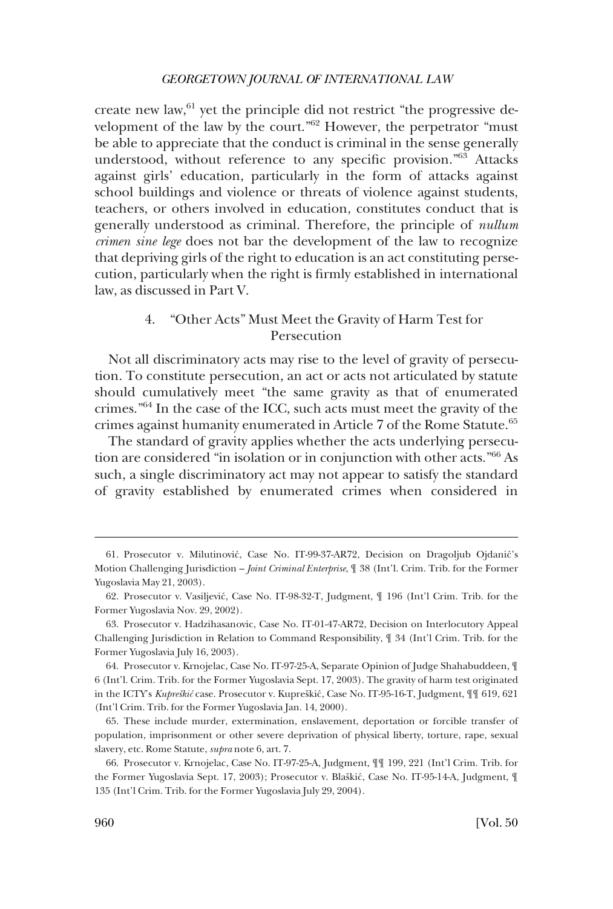create new law,[61] yet the principle did not restrict "the progressive development of the law by the court."[62] However, the perpetrator "must be able to appreciate that the conduct is criminal in the sense generally understood, without reference to any specific provision."[63] Attacks against girls' education, particularly in the form of attacks against school buildings and violence or threats of violence against students, teachers, or others involved in education, constitutes conduct that is generally understood as criminal. Therefore, the principle of *nullum crimen sine lege* does not bar the development of the law to recognize that depriving girls of the right to education is an act constituting persecution, particularly when the right is firmly established in international law, as discussed in Part V.

#### 4. "Other Acts" Must Meet the Gravity of Harm Test for Persecution

Not all discriminatory acts may rise to the level of gravity of persecution. To constitute persecution, an act or acts not articulated by statute should cumulatively meet "the same gravity as that of enumerated crimes."[64] In the case of the ICC, such acts must meet the gravity of the crimes against humanity enumerated in Article 7 of the Rome Statute.[65]

The standard of gravity applies whether the acts underlying persecution are considered "in isolation or in conjunction with other acts."[66] As such, a single discriminatory act may not appear to satisfy the standard of gravity established by enumerated crimes when considered in

---

61. Prosecutor v. Milutinović, Case No. IT-99-37-AR72, Decision on Dragoljub Ojdanić's Motion Challenging Jurisdiction – *Joint Criminal Enterprise*, ¶ 38 (Int'l. Crim. Trib. for the Former Yugoslavia May 21, 2003).

62. Prosecutor v. Vasiljević, Case No. IT-98-32-T, Judgment, ¶ 196 (Int'l Crim. Trib. for the Former Yugoslavia Nov. 29, 2002).

63. Prosecutor v. Hadzihasanovic, Case No. IT-01-47-AR72, Decision on Interlocutory Appeal Challenging Jurisdiction in Relation to Command Responsibility, ¶ 34 (Int'l Crim. Trib. for the Former Yugoslavia July 16, 2003).

64. Prosecutor v. Krnojelac, Case No. IT-97-25-A, Separate Opinion of Judge Shahabuddeen, ¶ 6 (Int'l. Crim. Trib. for the Former Yugoslavia Sept. 17, 2003). The gravity of harm test originated in the ICTY's *Kupreškić* case. Prosecutor v. Kupreškić, Case No. IT-95-16-T, Judgment, ¶¶ 619, 621 (Int'l Crim. Trib. for the Former Yugoslavia Jan. 14, 2000).

65. These include murder, extermination, enslavement, deportation or forcible transfer of population, imprisonment or other severe deprivation of physical liberty, torture, rape, sexual slavery, etc. Rome Statute, *supra* note 6, art. 7.

66. Prosecutor v. Krnojelac, Case No. IT-97-25-A, Judgment, ¶¶ 199, 221 (Int'l Crim. Trib. for the Former Yugoslavia Sept. 17, 2003); Prosecutor v. Blaškić, Case No. IT-95-14-A, Judgment, ¶ 135 (Int'l Crim. Trib. for the Former Yugoslavia July 29, 2004).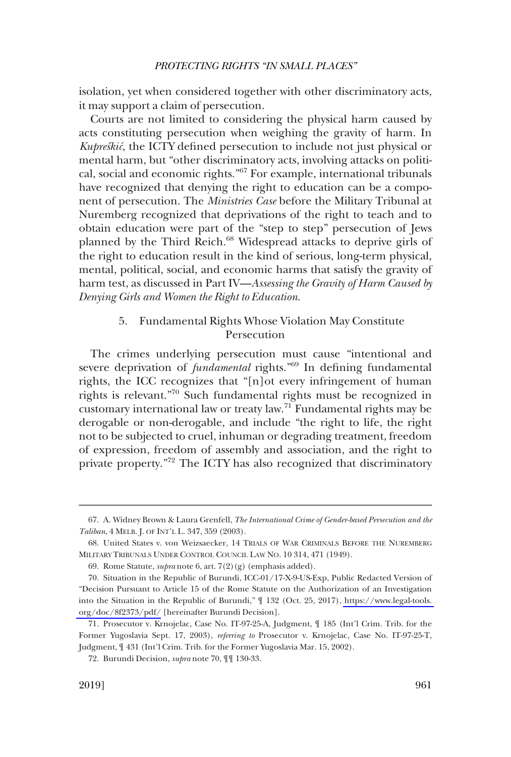isolation, yet when considered together with other discriminatory acts, it may support a claim of persecution.

Courts are not limited to considering the physical harm caused by acts constituting persecution when weighing the gravity of harm. In *Kupreškić*, the ICTY defined persecution to include not just physical or mental harm, but "other discriminatory acts, involving attacks on political, social and economic rights."[67] For example, international tribunals have recognized that denying the right to education can be a component of persecution. The *Ministries Case* before the Military Tribunal at Nuremberg recognized that deprivations of the right to teach and to obtain education were part of the "step to step" persecution of Jews planned by the Third Reich.[68] Widespread attacks to deprive girls of the right to education result in the kind of serious, long-term physical, mental, political, social, and economic harms that satisfy the gravity of harm test, as discussed in Part IV—*Assessing the Gravity of Harm Caused by Denying Girls and Women the Right to Education*.

### 5. Fundamental Rights Whose Violation May Constitute Persecution

The crimes underlying persecution must cause "intentional and severe deprivation of *fundamental* rights."[69] In defining fundamental rights, the ICC recognizes that "[n]ot every infringement of human rights is relevant."[70] Such fundamental rights must be recognized in customary international law or treaty law.[71] Fundamental rights may be derogable or non-derogable, and include "the right to life, the right not to be subjected to cruel, inhuman or degrading treatment, freedom of expression, freedom of assembly and association, and the right to private property."[72] The ICTY has also recognized that discriminatory

---

67. A. Widney Brown & Laura Grenfell, *The International Crime of Gender-based Persecution and the Taliban*, 4 MELB. J. OF INT'L L. 347, 359 (2003).

68. United States v. von Weizsaecker, 14 TRIALS OF WAR CRIMINALS BEFORE THE NUREMBERG MILITARY TRIBUNALS UNDER CONTROL COUNCIL LAW NO. 10 314, 471 (1949).

69. Rome Statute, *supra* note 6, art. 7(2)(g) (emphasis added).

70. Situation in the Republic of Burundi, ICC-01/17-X-9-US-Exp, Public Redacted Version of "Decision Pursuant to Article 15 of the Rome Statute on the Authorization of an Investigation into the Situation in the Republic of Burundi," ¶ 132 (Oct. 25, 2017), https://www.legal-tools.org/doc/8f2373/pdf/ [hereinafter Burundi Decision].

71. Prosecutor v. Krnojelac, Case No. IT-97-25-A, Judgment, ¶ 185 (Int'l Crim. Trib. for the Former Yugoslavia Sept. 17, 2003), *referring to* Prosecutor v. Krnojelac, Case No. IT-97-25-T, Judgment, ¶ 431 (Int'l Crim. Trib. for the Former Yugoslavia Mar. 15, 2002).

72. Burundi Decision, *supra* note 70, ¶¶ 130-33.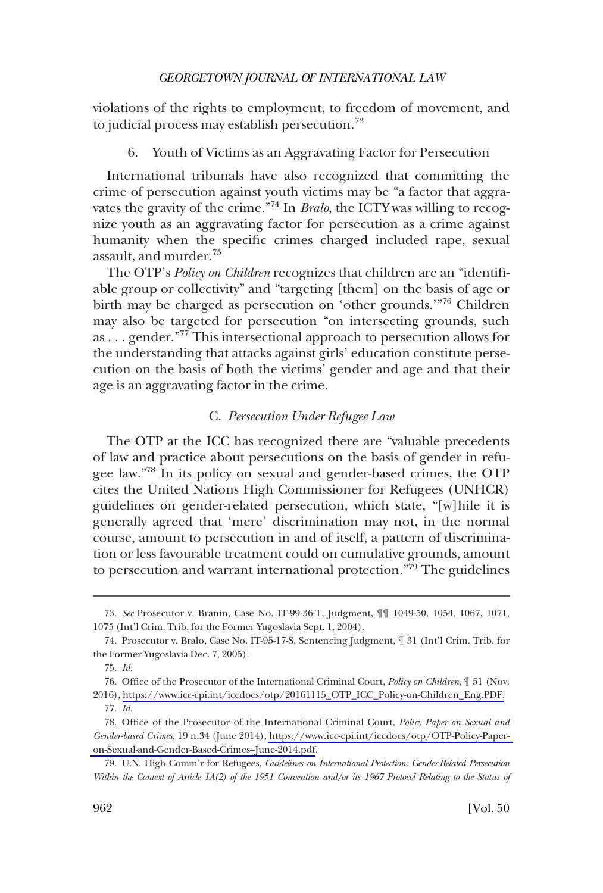violations of the rights to employment, to freedom of movement, and to judicial process may establish persecution.[73]

### 6. Youth of Victims as an Aggravating Factor for Persecution

International tribunals have also recognized that committing the crime of persecution against youth victims may be "a factor that aggravates the gravity of the crime."[74] In *Bralo*, the ICTY was willing to recognize youth as an aggravating factor for persecution as a crime against humanity when the specific crimes charged included rape, sexual assault, and murder.[75]

The OTP's *Policy on Children* recognizes that children are an "identifiable group or collectivity" and "targeting [them] on the basis of age or birth may be charged as persecution on 'other grounds.'"[76] Children may also be targeted for persecution "on intersecting grounds, such as . . . gender."[77] This intersectional approach to persecution allows for the understanding that attacks against girls' education constitute persecution on the basis of both the victims' gender and age and that their age is an aggravating factor in the crime.

## C. *Persecution Under Refugee Law*

The OTP at the ICC has recognized there are "valuable precedents of law and practice about persecutions on the basis of gender in refugee law."[78] In its policy on sexual and gender-based crimes, the OTP cites the United Nations High Commissioner for Refugees (UNHCR) guidelines on gender-related persecution, which state, "[w]hile it is generally agreed that 'mere' discrimination may not, in the normal course, amount to persecution in and of itself, a pattern of discrimination or less favourable treatment could on cumulative grounds, amount to persecution and warrant international protection."[79] The guidelines

---

73. *See* Prosecutor v. Branin, Case No. IT-99-36-T, Judgment, ¶¶ 1049-50, 1054, 1067, 1071, 1075 (Int'l Crim. Trib. for the Former Yugoslavia Sept. 1, 2004).

74. Prosecutor v. Bralo, Case No. IT-95-17-S, Sentencing Judgment, ¶ 31 (Int'l Crim. Trib. for the Former Yugoslavia Dec. 7, 2005).

75. *Id.*

76. Office of the Prosecutor of the International Criminal Court, *Policy on Children*, ¶ 51 (Nov. 2016), https://www.icc-cpi.int/iccdocs/otp/20161115_OTP_ICC_Policy-on-Children_Eng.PDF.

77. *Id.*

78. Office of the Prosecutor of the International Criminal Court, *Policy Paper on Sexual and Gender-based Crimes*, 19 n.34 (June 2014), https://www.icc-cpi.int/iccdocs/otp/OTP-Policy-Paper-on-Sexual-and-Gender-Based-Crimes–June-2014.pdf.

79. U.N. High Comm'r for Refugees, *Guidelines on International Protection: Gender-Related Persecution Within the Context of Article 1A(2) of the 1951 Convention and/or its 1967 Protocol Relating to the Status of*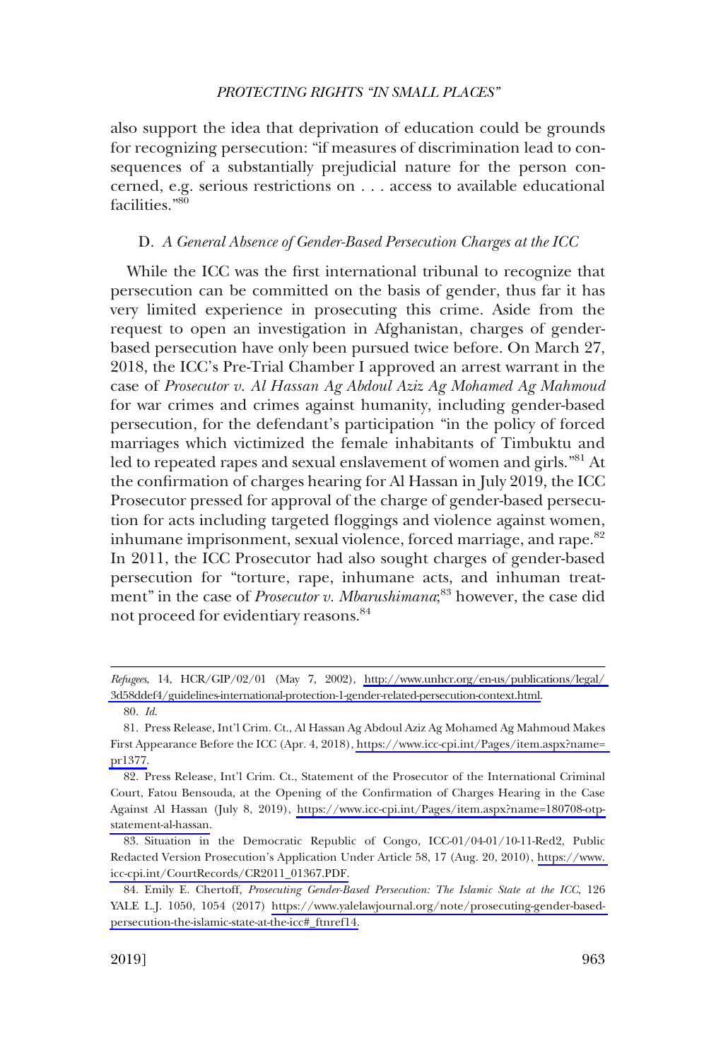also support the idea that deprivation of education could be grounds for recognizing persecution: "if measures of discrimination lead to consequences of a substantially prejudicial nature for the person concerned, e.g. serious restrictions on . . . access to available educational facilities."[80]

### D. *A General Absence of Gender-Based Persecution Charges at the ICC*

While the ICC was the first international tribunal to recognize that persecution can be committed on the basis of gender, thus far it has very limited experience in prosecuting this crime. Aside from the request to open an investigation in Afghanistan, charges of gender-based persecution have only been pursued twice before. On March 27, 2018, the ICC's Pre-Trial Chamber I approved an arrest warrant in the case of *Prosecutor v. Al Hassan Ag Abdoul Aziz Ag Mohamed Ag Mahmoud* for war crimes and crimes against humanity, including gender-based persecution, for the defendant's participation "in the policy of forced marriages which victimized the female inhabitants of Timbuktu and led to repeated rapes and sexual enslavement of women and girls."[81] At the confirmation of charges hearing for Al Hassan in July 2019, the ICC Prosecutor pressed for approval of the charge of gender-based persecution for acts including targeted floggings and violence against women, inhumane imprisonment, sexual violence, forced marriage, and rape.[82] In 2011, the ICC Prosecutor had also sought charges of gender-based persecution for "torture, rape, inhumane acts, and inhuman treatment" in the case of *Prosecutor v. Mbarushimana*;[83] however, the case did not proceed for evidentiary reasons.[84]

---

*Refugees*, 14, HCR/GIP/02/01 (May 7, 2002), http://www.unhcr.org/en-us/publications/legal/3d58ddef4/guidelines-international-protection-1-gender-related-persecution-context.html.

80. *Id.*

81. Press Release, Int'l Crim. Ct., Al Hassan Ag Abdoul Aziz Ag Mohamed Ag Mahmoud Makes First Appearance Before the ICC (Apr. 4, 2018), https://www.icc-cpi.int/Pages/item.aspx?name=pr1377.

82. Press Release, Int'l Crim. Ct., Statement of the Prosecutor of the International Criminal Court, Fatou Bensouda, at the Opening of the Confirmation of Charges Hearing in the Case Against Al Hassan (July 8, 2019), https://www.icc-cpi.int/Pages/item.aspx?name=180708-otp-statement-al-hassan.

83. Situation in the Democratic Republic of Congo, ICC-01/04-01/10-11-Red2, Public Redacted Version Prosecution's Application Under Article 58, 17 (Aug. 20, 2010), https://www.icc-cpi.int/CourtRecords/CR2011_01367.PDF.

84. Emily E. Chertoff, *Prosecuting Gender-Based Persecution: The Islamic State at the ICC*, 126 YALE L.J. 1050, 1054 (2017) https://www.yalelawjournal.org/note/prosecuting-gender-based-persecution-the-islamic-state-at-the-icc#_ftnref14.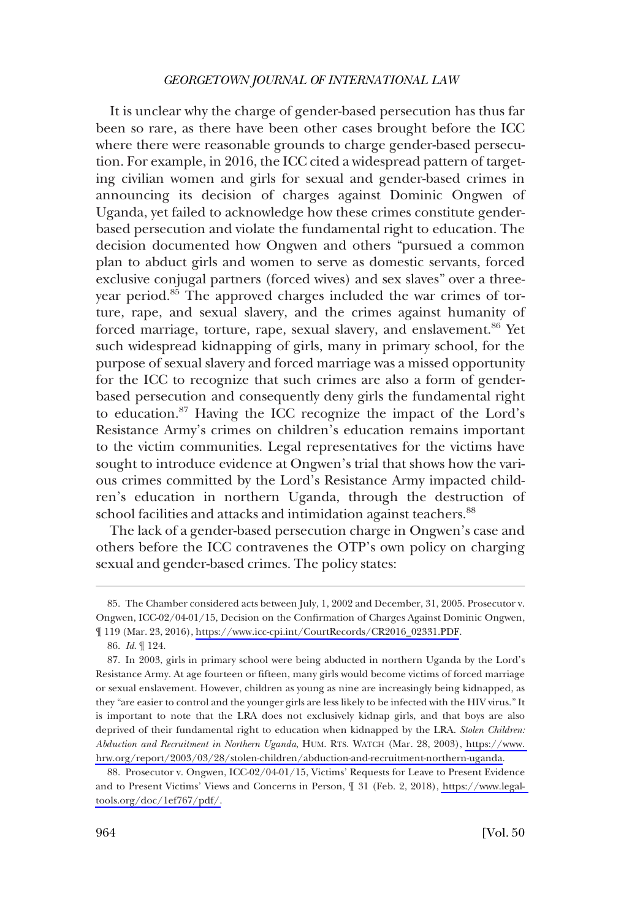It is unclear why the charge of gender-based persecution has thus far been so rare, as there have been other cases brought before the ICC where there were reasonable grounds to charge gender-based persecution. For example, in 2016, the ICC cited a widespread pattern of targeting civilian women and girls for sexual and gender-based crimes in announcing its decision of charges against Dominic Ongwen of Uganda, yet failed to acknowledge how these crimes constitute gender-based persecution and violate the fundamental right to education. The decision documented how Ongwen and others "pursued a common plan to abduct girls and women to serve as domestic servants, forced exclusive conjugal partners (forced wives) and sex slaves" over a three-year period.[85] The approved charges included the war crimes of torture, rape, and sexual slavery, and the crimes against humanity of forced marriage, torture, rape, sexual slavery, and enslavement.[86] Yet such widespread kidnapping of girls, many in primary school, for the purpose of sexual slavery and forced marriage was a missed opportunity for the ICC to recognize that such crimes are also a form of gender-based persecution and consequently deny girls the fundamental right to education.[87] Having the ICC recognize the impact of the Lord's Resistance Army's crimes on children's education remains important to the victim communities. Legal representatives for the victims have sought to introduce evidence at Ongwen's trial that shows how the various crimes committed by the Lord's Resistance Army impacted children's education in northern Uganda, through the destruction of school facilities and attacks and intimidation against teachers.[88]

The lack of a gender-based persecution charge in Ongwen's case and others before the ICC contravenes the OTP's own policy on charging sexual and gender-based crimes. The policy states:

---

85. The Chamber considered acts between July, 1, 2002 and December, 31, 2005. Prosecutor v. Ongwen, ICC-02/04-01/15, Decision on the Confirmation of Charges Against Dominic Ongwen, ¶ 119 (Mar. 23, 2016), https://www.icc-cpi.int/CourtRecords/CR2016_02331.PDF.

86. *Id.* ¶ 124.

87. In 2003, girls in primary school were being abducted in northern Uganda by the Lord's Resistance Army. At age fourteen or fifteen, many girls would become victims of forced marriage or sexual enslavement. However, children as young as nine are increasingly being kidnapped, as they "are easier to control and the younger girls are less likely to be infected with the HIV virus." It is important to note that the LRA does not exclusively kidnap girls, and that boys are also deprived of their fundamental right to education when kidnapped by the LRA. *Stolen Children: Abduction and Recruitment in Northern Uganda*, HUM. RTS. WATCH (Mar. 28, 2003), https://www.hrw.org/report/2003/03/28/stolen-children/abduction-and-recruitment-northern-uganda.

88. Prosecutor v. Ongwen, ICC-02/04-01/15, Victims' Requests for Leave to Present Evidence and to Present Victims' Views and Concerns in Person, ¶ 31 (Feb. 2, 2018), https://www.legal-tools.org/doc/1ef767/pdf/.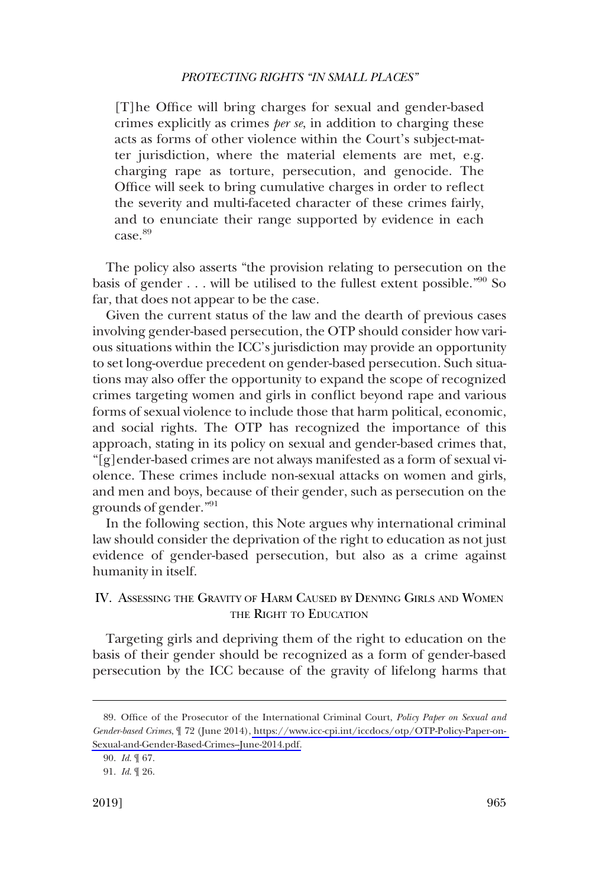> [T]he Office will bring charges for sexual and gender-based crimes explicitly as crimes *per se*, in addition to charging these acts as forms of other violence within the Court's subject-matter jurisdiction, where the material elements are met, e.g. charging rape as torture, persecution, and genocide. The Office will seek to bring cumulative charges in order to reflect the severity and multi-faceted character of these crimes fairly, and to enunciate their range supported by evidence in each case.[89]

The policy also asserts "the provision relating to persecution on the basis of gender . . . will be utilised to the fullest extent possible."[90] So far, that does not appear to be the case.

Given the current status of the law and the dearth of previous cases involving gender-based persecution, the OTP should consider how various situations within the ICC's jurisdiction may provide an opportunity to set long-overdue precedent on gender-based persecution. Such situations may also offer the opportunity to expand the scope of recognized crimes targeting women and girls in conflict beyond rape and various forms of sexual violence to include those that harm political, economic, and social rights. The OTP has recognized the importance of this approach, stating in its policy on sexual and gender-based crimes that, "[g]ender-based crimes are not always manifested as a form of sexual violence. These crimes include non-sexual attacks on women and girls, and men and boys, because of their gender, such as persecution on the grounds of gender."[91]

In the following section, this Note argues why international criminal law should consider the deprivation of the right to education as not just evidence of gender-based persecution, but also as a crime against humanity in itself.

## IV. Assessing the Gravity of Harm Caused by Denying Girls and Women the Right to Education

Targeting girls and depriving them of the right to education on the basis of their gender should be recognized as a form of gender-based persecution by the ICC because of the gravity of lifelong harms that

---

89. Office of the Prosecutor of the International Criminal Court, *Policy Paper on Sexual and Gender-based Crimes*, ¶ 72 (June 2014), https://www.icc-cpi.int/iccdocs/otp/OTP-Policy-Paper-on-Sexual-and-Gender-Based-Crimes–June-2014.pdf.

90. *Id.* ¶ 67.

91. *Id.* ¶ 26.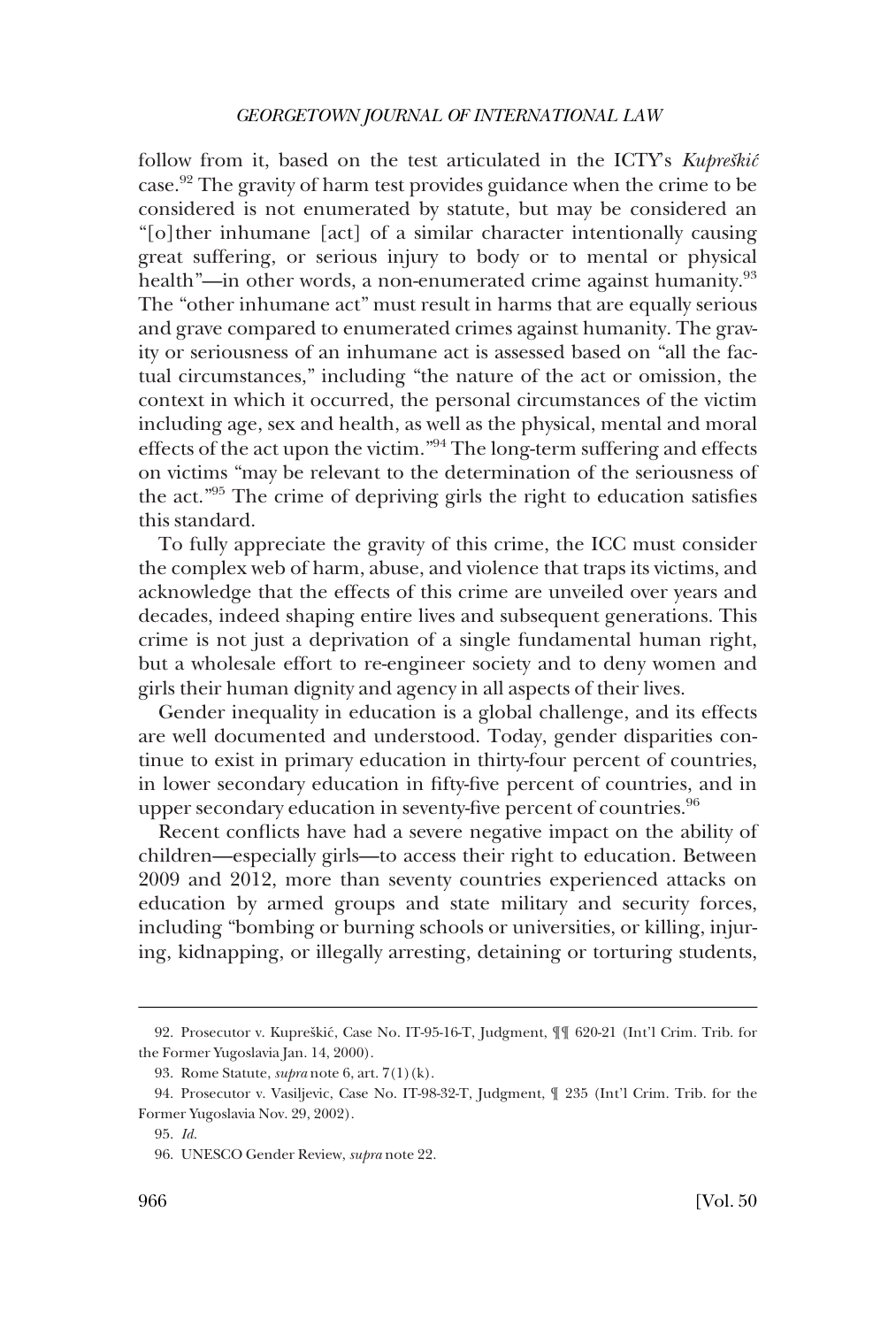follow from it, based on the test articulated in the ICTY's *Kupreškić* case.[92] The gravity of harm test provides guidance when the crime to be considered is not enumerated by statute, but may be considered an "[o]ther inhumane [act] of a similar character intentionally causing great suffering, or serious injury to body or to mental or physical health"—in other words, a non-enumerated crime against humanity.[93] The "other inhumane act" must result in harms that are equally serious and grave compared to enumerated crimes against humanity. The gravity or seriousness of an inhumane act is assessed based on "all the factual circumstances," including "the nature of the act or omission, the context in which it occurred, the personal circumstances of the victim including age, sex and health, as well as the physical, mental and moral effects of the act upon the victim."[94] The long-term suffering and effects on victims "may be relevant to the determination of the seriousness of the act."[95] The crime of depriving girls the right to education satisfies this standard.

To fully appreciate the gravity of this crime, the ICC must consider the complex web of harm, abuse, and violence that traps its victims, and acknowledge that the effects of this crime are unveiled over years and decades, indeed shaping entire lives and subsequent generations. This crime is not just a deprivation of a single fundamental human right, but a wholesale effort to re-engineer society and to deny women and girls their human dignity and agency in all aspects of their lives.

Gender inequality in education is a global challenge, and its effects are well documented and understood. Today, gender disparities continue to exist in primary education in thirty-four percent of countries, in lower secondary education in fifty-five percent of countries, and in upper secondary education in seventy-five percent of countries.[96]

Recent conflicts have had a severe negative impact on the ability of children—especially girls—to access their right to education. Between 2009 and 2012, more than seventy countries experienced attacks on education by armed groups and state military and security forces, including "bombing or burning schools or universities, or killing, injuring, kidnapping, or illegally arresting, detaining or torturing students,

---

92. Prosecutor v. Kupreškić, Case No. IT-95-16-T, Judgment, ¶¶ 620-21 (Int'l Crim. Trib. for the Former Yugoslavia Jan. 14, 2000).

93. Rome Statute, *supra* note 6, art. 7(1)(k).

94. Prosecutor v. Vasiljevic, Case No. IT-98-32-T, Judgment, ¶ 235 (Int'l Crim. Trib. for the Former Yugoslavia Nov. 29, 2002).

95. *Id.*

96. UNESCO Gender Review, *supra* note 22.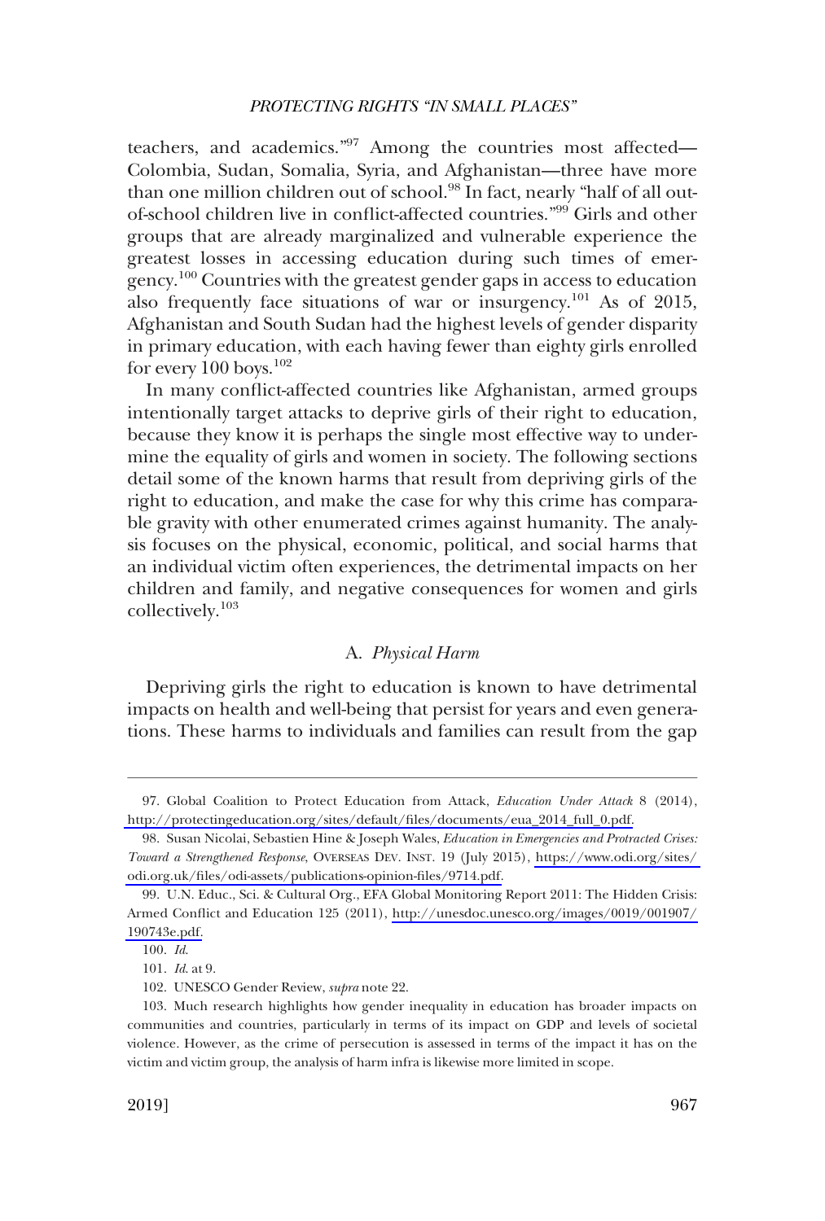teachers, and academics."[97] Among the countries most affected—Colombia, Sudan, Somalia, Syria, and Afghanistan—three have more than one million children out of school.[98] In fact, nearly "half of all out-of-school children live in conflict-affected countries."[99] Girls and other groups that are already marginalized and vulnerable experience the greatest losses in accessing education during such times of emergency.[100] Countries with the greatest gender gaps in access to education also frequently face situations of war or insurgency.[101] As of 2015, Afghanistan and South Sudan had the highest levels of gender disparity in primary education, with each having fewer than eighty girls enrolled for every 100 boys.[102]

In many conflict-affected countries like Afghanistan, armed groups intentionally target attacks to deprive girls of their right to education, because they know it is perhaps the single most effective way to undermine the equality of girls and women in society. The following sections detail some of the known harms that result from depriving girls of the right to education, and make the case for why this crime has comparable gravity with other enumerated crimes against humanity. The analysis focuses on the physical, economic, political, and social harms that an individual victim often experiences, the detrimental impacts on her children and family, and negative consequences for women and girls collectively.[103]

### A. *Physical Harm*

Depriving girls the right to education is known to have detrimental impacts on health and well-being that persist for years and even generations. These harms to individuals and families can result from the gap

---

97. Global Coalition to Protect Education from Attack, *Education Under Attack* 8 (2014), http://protectingeducation.org/sites/default/files/documents/eua_2014_full_0.pdf.

98. Susan Nicolai, Sebastien Hine & Joseph Wales, *Education in Emergencies and Protracted Crises: Toward a Strengthened Response*, OVERSEAS DEV. INST. 19 (July 2015), https://www.odi.org/sites/odi.org.uk/files/odi-assets/publications-opinion-files/9714.pdf.

99. U.N. Educ., Sci. & Cultural Org., EFA Global Monitoring Report 2011: The Hidden Crisis: Armed Conflict and Education 125 (2011), http://unesdoc.unesco.org/images/0019/001907/190743e.pdf.

100. *Id.*

101. *Id.* at 9.

102. UNESCO Gender Review, *supra* note 22.

103. Much research highlights how gender inequality in education has broader impacts on communities and countries, particularly in terms of its impact on GDP and levels of societal violence. However, as the crime of persecution is assessed in terms of the impact it has on the victim and victim group, the analysis of harm infra is likewise more limited in scope.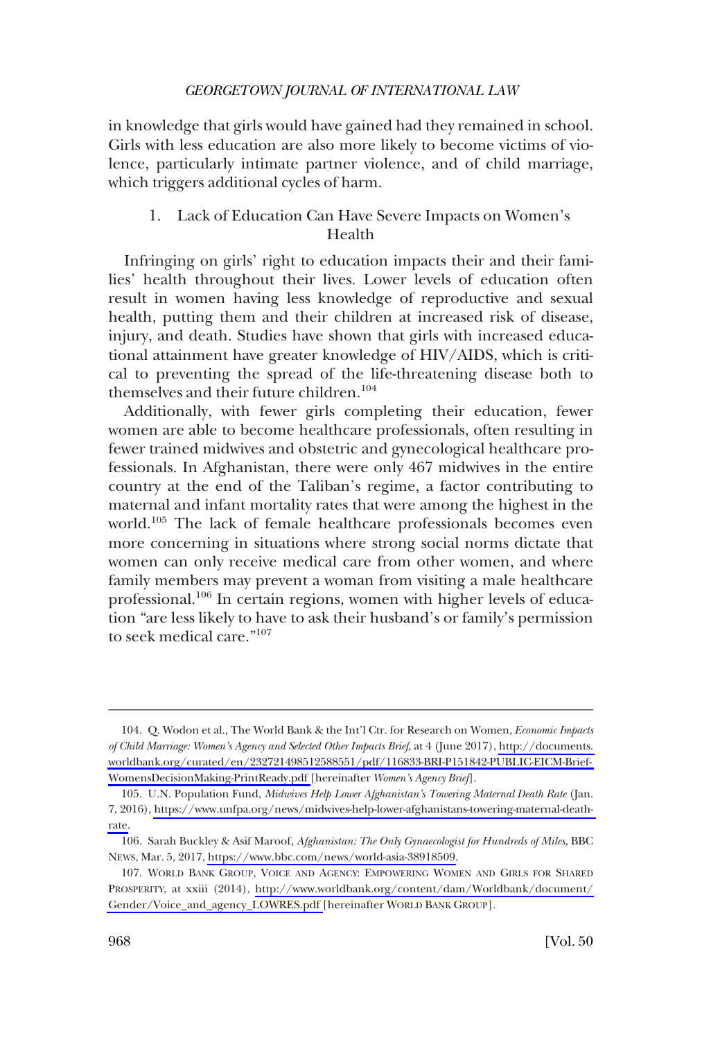in knowledge that girls would have gained had they remained in school. Girls with less education are also more likely to become victims of violence, particularly intimate partner violence, and of child marriage, which triggers additional cycles of harm.

### 1. Lack of Education Can Have Severe Impacts on Women's Health

Infringing on girls' right to education impacts their and their families' health throughout their lives. Lower levels of education often result in women having less knowledge of reproductive and sexual health, putting them and their children at increased risk of disease, injury, and death. Studies have shown that girls with increased educational attainment have greater knowledge of HIV/AIDS, which is critical to preventing the spread of the life-threatening disease both to themselves and their future children.[104]

Additionally, with fewer girls completing their education, fewer women are able to become healthcare professionals, often resulting in fewer trained midwives and obstetric and gynecological healthcare professionals. In Afghanistan, there were only 467 midwives in the entire country at the end of the Taliban's regime, a factor contributing to maternal and infant mortality rates that were among the highest in the world.[105] The lack of female healthcare professionals becomes even more concerning in situations where strong social norms dictate that women can only receive medical care from other women, and where family members may prevent a woman from visiting a male healthcare professional.[106] In certain regions, women with higher levels of education "are less likely to have to ask their husband's or family's permission to seek medical care."[107]

---

104. Q. Wodon et al., The World Bank & the Int'l Ctr. for Research on Women, *Economic Impacts of Child Marriage: Women's Agency and Selected Other Impacts Brief*, at 4 (June 2017), http://documents.worldbank.org/curated/en/232721498512588551/pdf/116833-BRI-P151842-PUBLIC-EICM-Brief-WomensDecisionMaking-PrintReady.pdf [hereinafter *Women's Agency Brief*].

105. U.N. Population Fund, *Midwives Help Lower Afghanistan's Towering Maternal Death Rate* (Jan. 7, 2016), https://www.unfpa.org/news/midwives-help-lower-afghanistans-towering-maternal-death-rate.

106. Sarah Buckley & Asif Maroof, *Afghanistan: The Only Gynaecologist for Hundreds of Miles*, BBC NEWS, Mar. 5, 2017, https://www.bbc.com/news/world-asia-38918509.

107. WORLD BANK GROUP, VOICE AND AGENCY: EMPOWERING WOMEN AND GIRLS FOR SHARED PROSPERITY, at xxiii (2014), http://www.worldbank.org/content/dam/Worldbank/document/Gender/Voice_and_agency_LOWRES.pdf [hereinafter WORLD BANK GROUP].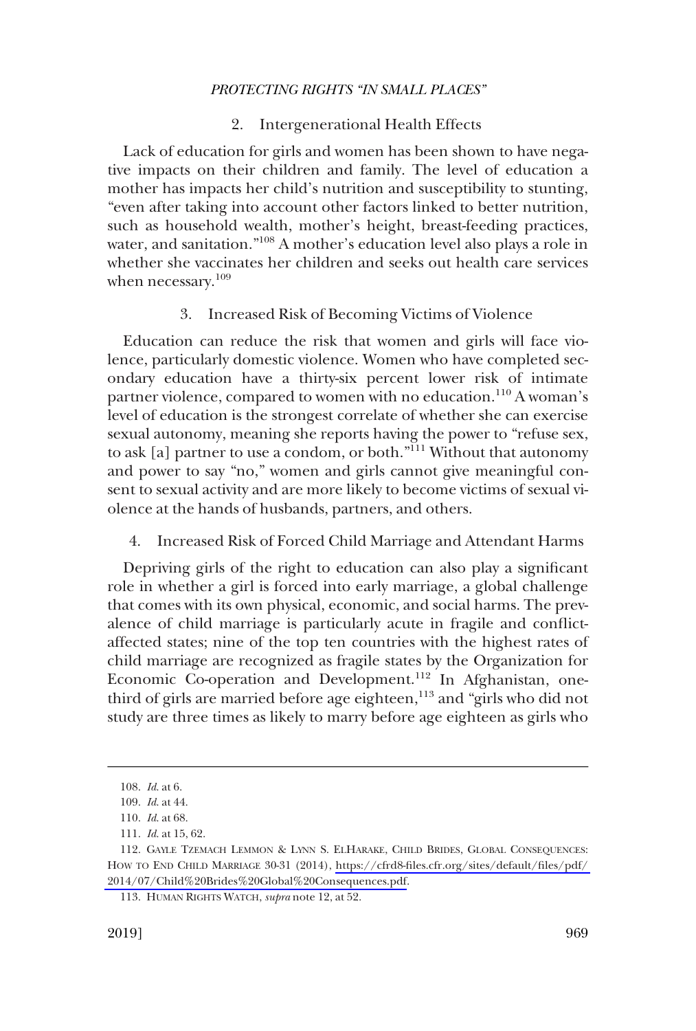### 2. Intergenerational Health Effects

Lack of education for girls and women has been shown to have negative impacts on their children and family. The level of education a mother has impacts her child's nutrition and susceptibility to stunting, "even after taking into account other factors linked to better nutrition, such as household wealth, mother's height, breast-feeding practices, water, and sanitation."[108] A mother's education level also plays a role in whether she vaccinates her children and seeks out health care services when necessary.[109]

### 3. Increased Risk of Becoming Victims of Violence

Education can reduce the risk that women and girls will face violence, particularly domestic violence. Women who have completed secondary education have a thirty-six percent lower risk of intimate partner violence, compared to women with no education.[110] A woman's level of education is the strongest correlate of whether she can exercise sexual autonomy, meaning she reports having the power to "refuse sex, to ask [a] partner to use a condom, or both."[111] Without that autonomy and power to say "no," women and girls cannot give meaningful consent to sexual activity and are more likely to become victims of sexual violence at the hands of husbands, partners, and others.

### 4. Increased Risk of Forced Child Marriage and Attendant Harms

Depriving girls of the right to education can also play a significant role in whether a girl is forced into early marriage, a global challenge that comes with its own physical, economic, and social harms. The prevalence of child marriage is particularly acute in fragile and conflict-affected states; nine of the top ten countries with the highest rates of child marriage are recognized as fragile states by the Organization for Economic Co-operation and Development.[112] In Afghanistan, one-third of girls are married before age eighteen,[113] and "girls who did not study are three times as likely to marry before age eighteen as girls who

---

108. *Id.* at 6.

109. *Id.* at 44.

110. *Id.* at 68.

111. *Id.* at 15, 62.

112. GAYLE TZEMACH LEMMON & LYNN S. ELHARAKE, CHILD BRIDES, GLOBAL CONSEQUENCES: HOW TO END CHILD MARRIAGE 30-31 (2014), https://cfrd8-files.cfr.org/sites/default/files/pdf/2014/07/Child%20Brides%20Global%20Consequences.pdf.

113. HUMAN RIGHTS WATCH, *supra* note 12, at 52.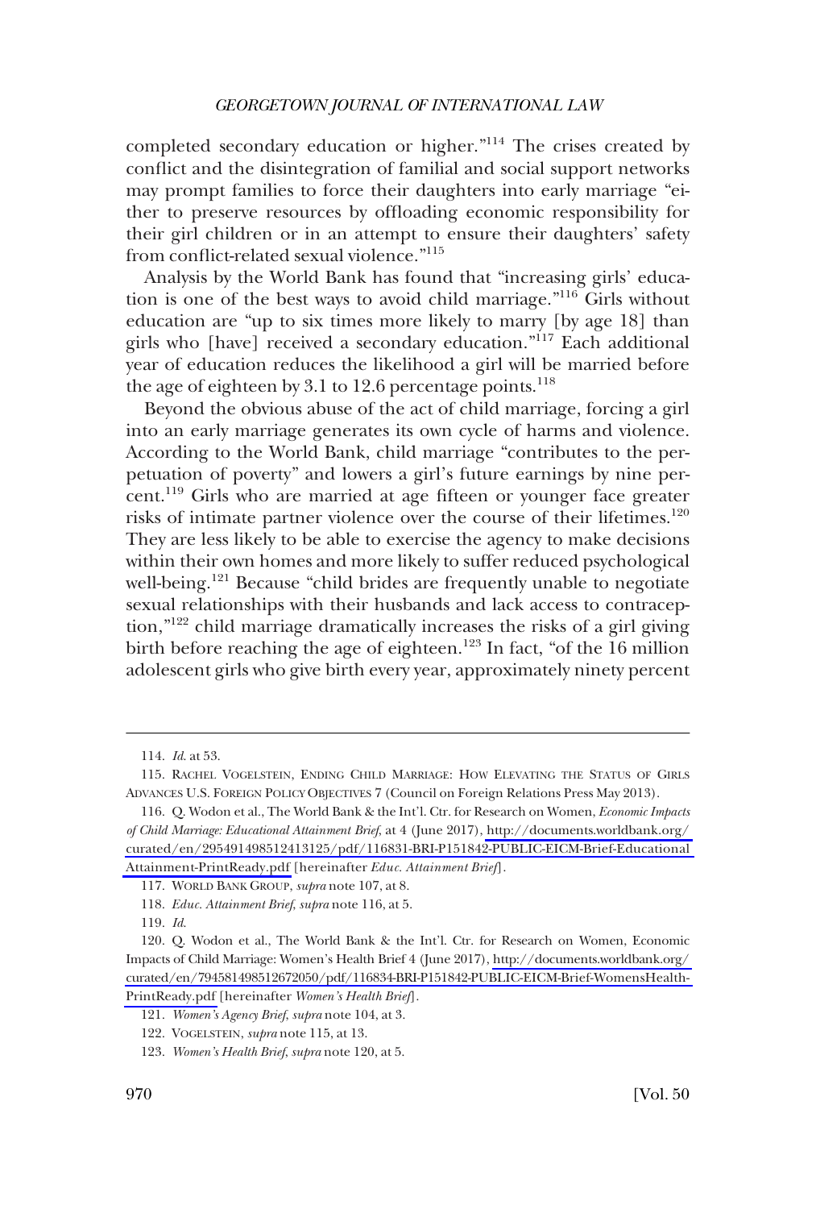completed secondary education or higher."[114] The crises created by conflict and the disintegration of familial and social support networks may prompt families to force their daughters into early marriage "either to preserve resources by offloading economic responsibility for their girl children or in an attempt to ensure their daughters' safety from conflict-related sexual violence."[115]

Analysis by the World Bank has found that "increasing girls' education is one of the best ways to avoid child marriage."[116] Girls without education are "up to six times more likely to marry [by age 18] than girls who [have] received a secondary education."[117] Each additional year of education reduces the likelihood a girl will be married before the age of eighteen by 3.1 to 12.6 percentage points.[118]

Beyond the obvious abuse of the act of child marriage, forcing a girl into an early marriage generates its own cycle of harms and violence. According to the World Bank, child marriage "contributes to the perpetuation of poverty" and lowers a girl's future earnings by nine percent.[119] Girls who are married at age fifteen or younger face greater risks of intimate partner violence over the course of their lifetimes.[120] They are less likely to be able to exercise the agency to make decisions within their own homes and more likely to suffer reduced psychological well-being.[121] Because "child brides are frequently unable to negotiate sexual relationships with their husbands and lack access to contraception,"[122] child marriage dramatically increases the risks of a girl giving birth before reaching the age of eighteen.[123] In fact, "of the 16 million adolescent girls who give birth every year, approximately ninety percent

---

114. *Id*. at 53.

115. RACHEL VOGELSTEIN, ENDING CHILD MARRIAGE: HOW ELEVATING THE STATUS OF GIRLS ADVANCES U.S. FOREIGN POLICY OBJECTIVES 7 (Council on Foreign Relations Press May 2013).

116. Q. Wodon et al., The World Bank & the Int'l. Ctr. for Research on Women, *Economic Impacts of Child Marriage: Educational Attainment Brief*, at 4 (June 2017), http://documents.worldbank.org/curated/en/295491498512413125/pdf/116831-BRI-P151842-PUBLIC-EICM-Brief-Educational Attainment-PrintReady.pdf [hereinafter *Educ. Attainment Brief*].

117. WORLD BANK GROUP, *supra* note 107, at 8.

118. *Educ. Attainment Brief*, *supra* note 116, at 5.

119. *Id*.

120. Q. Wodon et al., The World Bank & the Int'l. Ctr. for Research on Women, Economic Impacts of Child Marriage: Women's Health Brief 4 (June 2017), http://documents.worldbank.org/curated/en/794581498512672050/pdf/116834-BRI-P151842-PUBLIC-EICM-Brief-WomensHealth-PrintReady.pdf [hereinafter *Women's Health Brief*].

121. *Women's Agency Brief*, *supra* note 104, at 3.

122. VOGELSTEIN, *supra* note 115, at 13.

123. *Women's Health Brief*, *supra* note 120, at 5.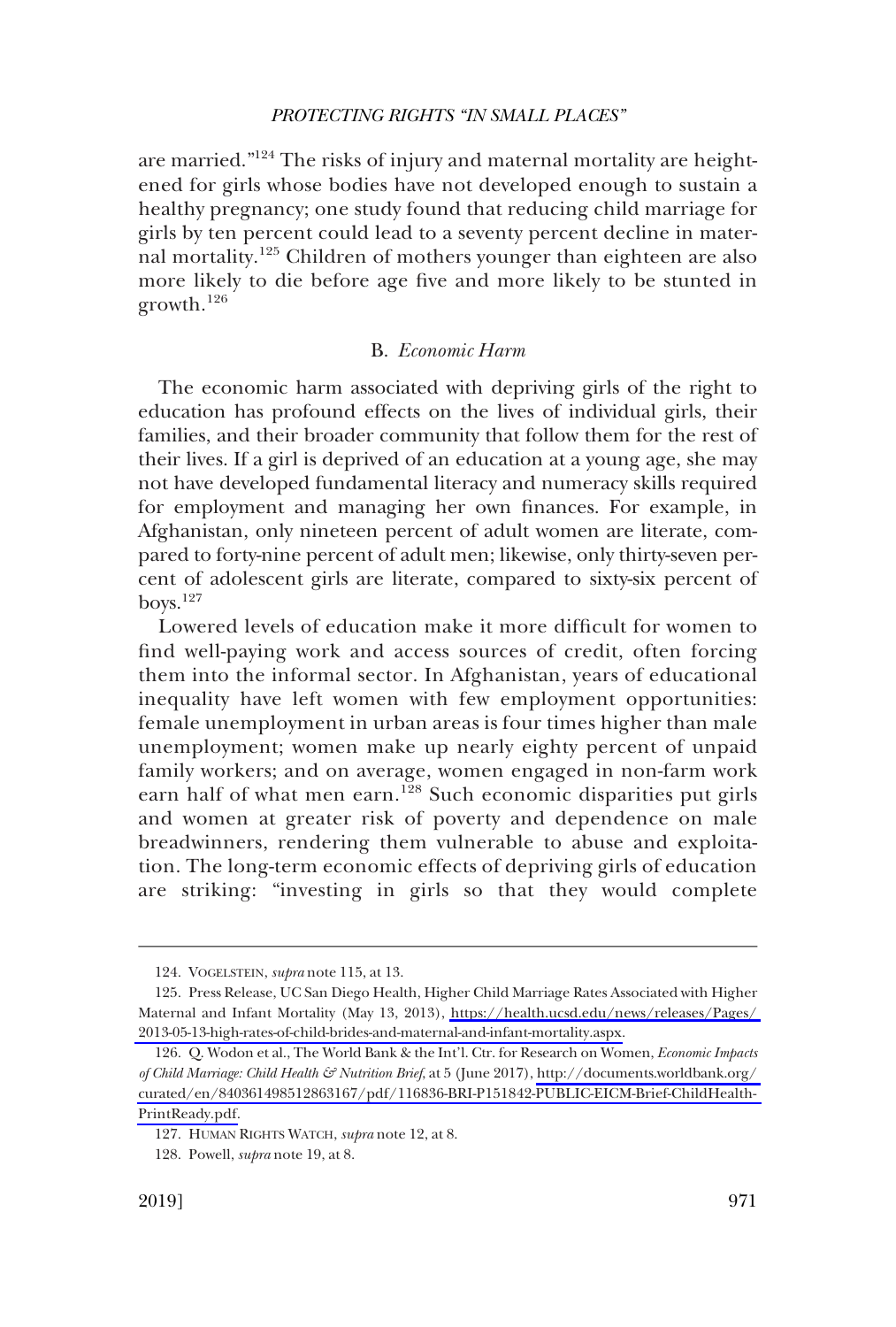are married."[124] The risks of injury and maternal mortality are heightened for girls whose bodies have not developed enough to sustain a healthy pregnancy; one study found that reducing child marriage for girls by ten percent could lead to a seventy percent decline in maternal mortality.[125] Children of mothers younger than eighteen are also more likely to die before age five and more likely to be stunted in growth.[126]

### B. *Economic Harm*

The economic harm associated with depriving girls of the right to education has profound effects on the lives of individual girls, their families, and their broader community that follow them for the rest of their lives. If a girl is deprived of an education at a young age, she may not have developed fundamental literacy and numeracy skills required for employment and managing her own finances. For example, in Afghanistan, only nineteen percent of adult women are literate, compared to forty-nine percent of adult men; likewise, only thirty-seven percent of adolescent girls are literate, compared to sixty-six percent of boys.[127]

Lowered levels of education make it more difficult for women to find well-paying work and access sources of credit, often forcing them into the informal sector. In Afghanistan, years of educational inequality have left women with few employment opportunities: female unemployment in urban areas is four times higher than male unemployment; women make up nearly eighty percent of unpaid family workers; and on average, women engaged in non-farm work earn half of what men earn.[128] Such economic disparities put girls and women at greater risk of poverty and dependence on male breadwinners, rendering them vulnerable to abuse and exploitation. The long-term economic effects of depriving girls of education are striking: "investing in girls so that they would complete

---

124. VOGELSTEIN, *supra* note 115, at 13.

125. Press Release, UC San Diego Health, Higher Child Marriage Rates Associated with Higher Maternal and Infant Mortality (May 13, 2013), https://health.ucsd.edu/news/releases/Pages/2013-05-13-high-rates-of-child-brides-and-maternal-and-infant-mortality.aspx.

126. Q. Wodon et al., The World Bank & the Int'l. Ctr. for Research on Women, *Economic Impacts of Child Marriage: Child Health & Nutrition Brief*, at 5 (June 2017), http://documents.worldbank.org/curated/en/840361498512863167/pdf/116836-BRI-P151842-PUBLIC-EICM-Brief-ChildHealth-PrintReady.pdf.

127. HUMAN RIGHTS WATCH, *supra* note 12, at 8.

128. Powell, *supra* note 19, at 8.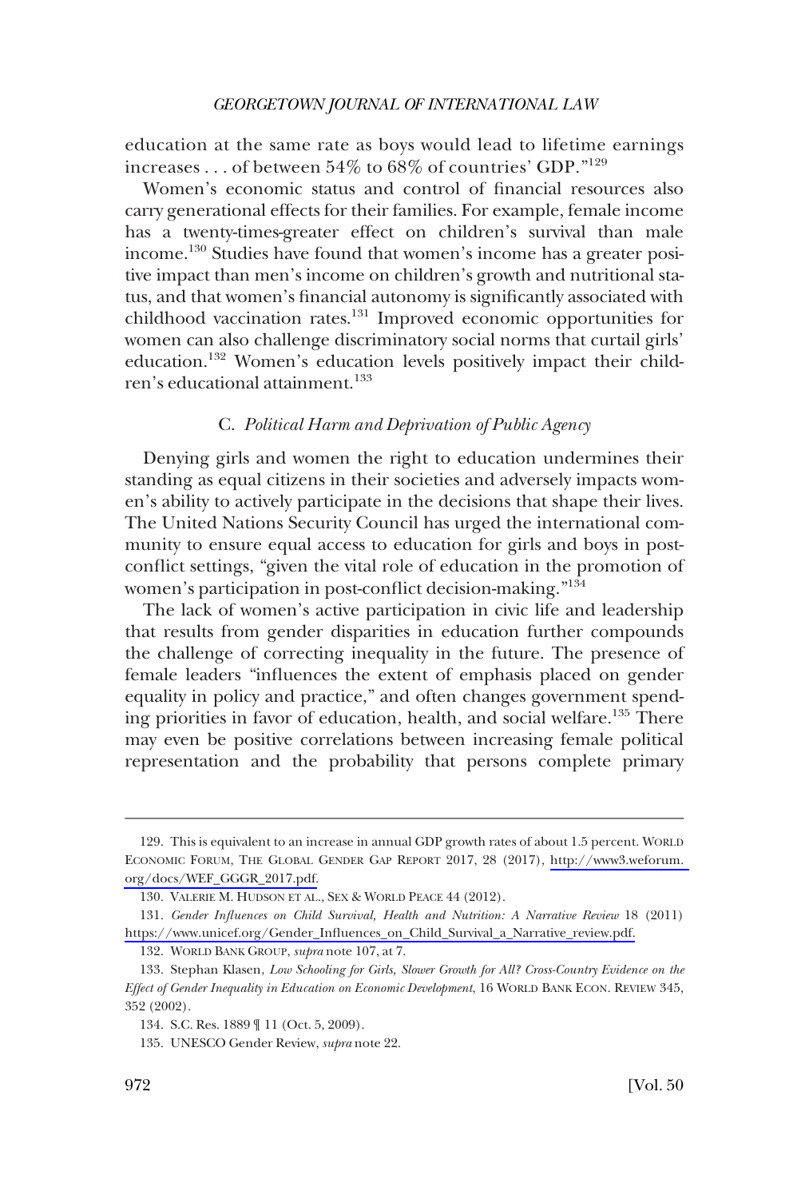education at the same rate as boys would lead to lifetime earnings increases . . . of between 54% to 68% of countries' GDP."[129]

Women's economic status and control of financial resources also carry generational effects for their families. For example, female income has a twenty-times-greater effect on children's survival than male income.[130] Studies have found that women's income has a greater positive impact than men's income on children's growth and nutritional status, and that women's financial autonomy is significantly associated with childhood vaccination rates.[131] Improved economic opportunities for women can also challenge discriminatory social norms that curtail girls' education.[132] Women's education levels positively impact their children's educational attainment.[133]

### C. *Political Harm and Deprivation of Public Agency*

Denying girls and women the right to education undermines their standing as equal citizens in their societies and adversely impacts women's ability to actively participate in the decisions that shape their lives. The United Nations Security Council has urged the international community to ensure equal access to education for girls and boys in post-conflict settings, "given the vital role of education in the promotion of women's participation in post-conflict decision-making."[134]

The lack of women's active participation in civic life and leadership that results from gender disparities in education further compounds the challenge of correcting inequality in the future. The presence of female leaders "influences the extent of emphasis placed on gender equality in policy and practice," and often changes government spending priorities in favor of education, health, and social welfare.[135] There may even be positive correlations between increasing female political representation and the probability that persons complete primary

---

129. This is equivalent to an increase in annual GDP growth rates of about 1.5 percent. WORLD ECONOMIC FORUM, THE GLOBAL GENDER GAP REPORT 2017, 28 (2017), http://www3.weforum.org/docs/WEF_GGGR_2017.pdf.

130. VALERIE M. HUDSON ET AL., SEX & WORLD PEACE 44 (2012).

131. *Gender Influences on Child Survival, Health and Nutrition: A Narrative Review* 18 (2011) https://www.unicef.org/Gender_Influences_on_Child_Survival_a_Narrative_review.pdf.

132. WORLD BANK GROUP, *supra* note 107, at 7.

133. Stephan Klasen, *Low Schooling for Girls, Slower Growth for All? Cross-Country Evidence on the Effect of Gender Inequality in Education on Economic Development*, 16 WORLD BANK ECON. REVIEW 345, 352 (2002).

134. S.C. Res. 1889 ¶ 11 (Oct. 5, 2009).

135. UNESCO Gender Review, *supra* note 22.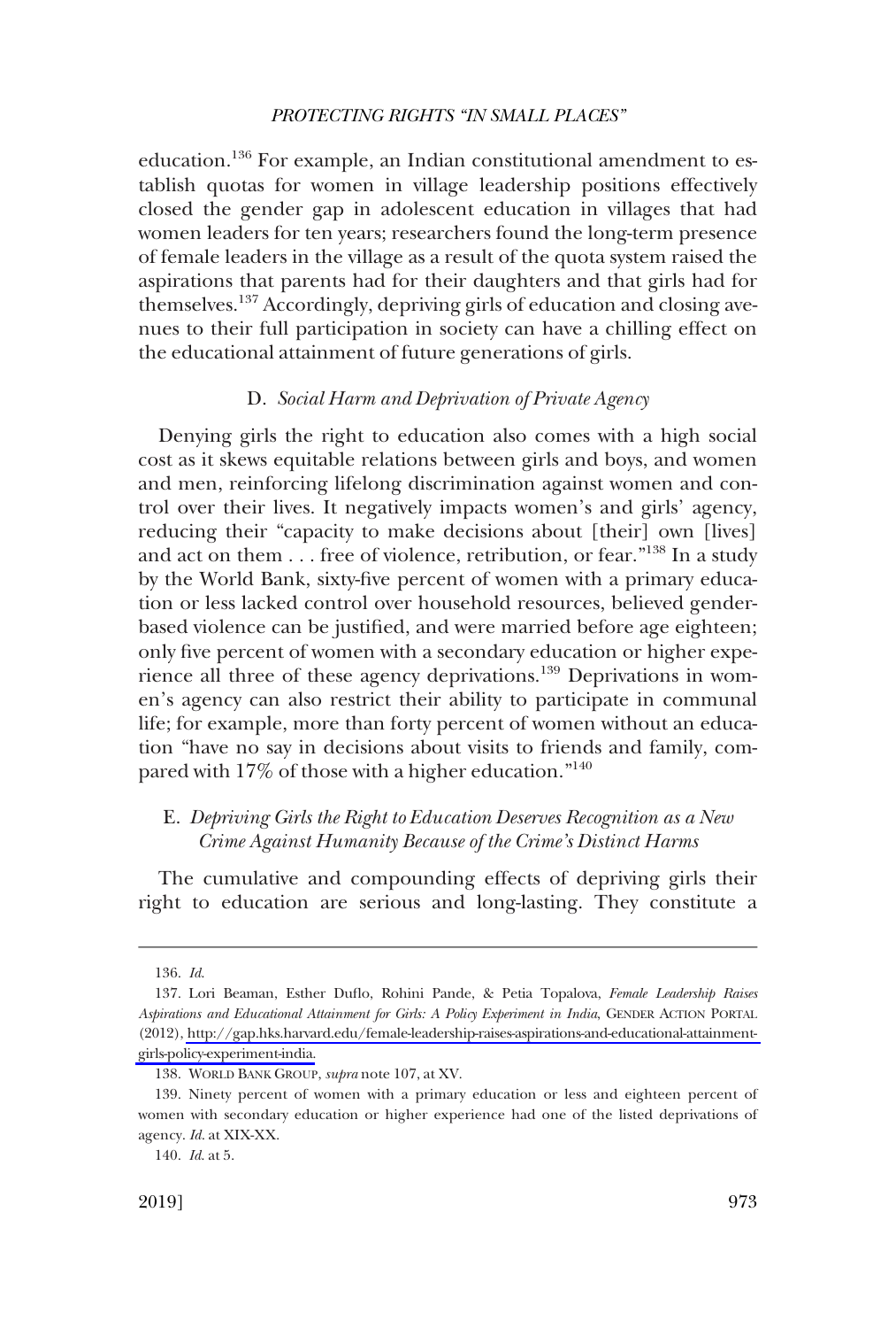education.[136] For example, an Indian constitutional amendment to establish quotas for women in village leadership positions effectively closed the gender gap in adolescent education in villages that had women leaders for ten years; researchers found the long-term presence of female leaders in the village as a result of the quota system raised the aspirations that parents had for their daughters and that girls had for themselves.[137] Accordingly, depriving girls of education and closing avenues to their full participation in society can have a chilling effect on the educational attainment of future generations of girls.

### D. *Social Harm and Deprivation of Private Agency*

Denying girls the right to education also comes with a high social cost as it skews equitable relations between girls and boys, and women and men, reinforcing lifelong discrimination against women and control over their lives. It negatively impacts women's and girls' agency, reducing their "capacity to make decisions about [their] own [lives] and act on them . . . free of violence, retribution, or fear."[138] In a study by the World Bank, sixty-five percent of women with a primary education or less lacked control over household resources, believed gender-based violence can be justified, and were married before age eighteen; only five percent of women with a secondary education or higher experience all three of these agency deprivations.[139] Deprivations in women's agency can also restrict their ability to participate in communal life; for example, more than forty percent of women without an education "have no say in decisions about visits to friends and family, compared with 17% of those with a higher education."[140]

### E. *Depriving Girls the Right to Education Deserves Recognition as a New Crime Against Humanity Because of the Crime's Distinct Harms*

The cumulative and compounding effects of depriving girls their right to education are serious and long-lasting. They constitute a

---

136. *Id.*

137. Lori Beaman, Esther Duflo, Rohini Pande, & Petia Topalova, *Female Leadership Raises Aspirations and Educational Attainment for Girls: A Policy Experiment in India*, GENDER ACTION PORTAL (2012), http://gap.hks.harvard.edu/female-leadership-raises-aspirations-and-educational-attainment-girls-policy-experiment-india.

138. WORLD BANK GROUP, *supra* note 107, at XV.

139. Ninety percent of women with a primary education or less and eighteen percent of women with secondary education or higher experience had one of the listed deprivations of agency. *Id.* at XIX-XX.

140. *Id.* at 5.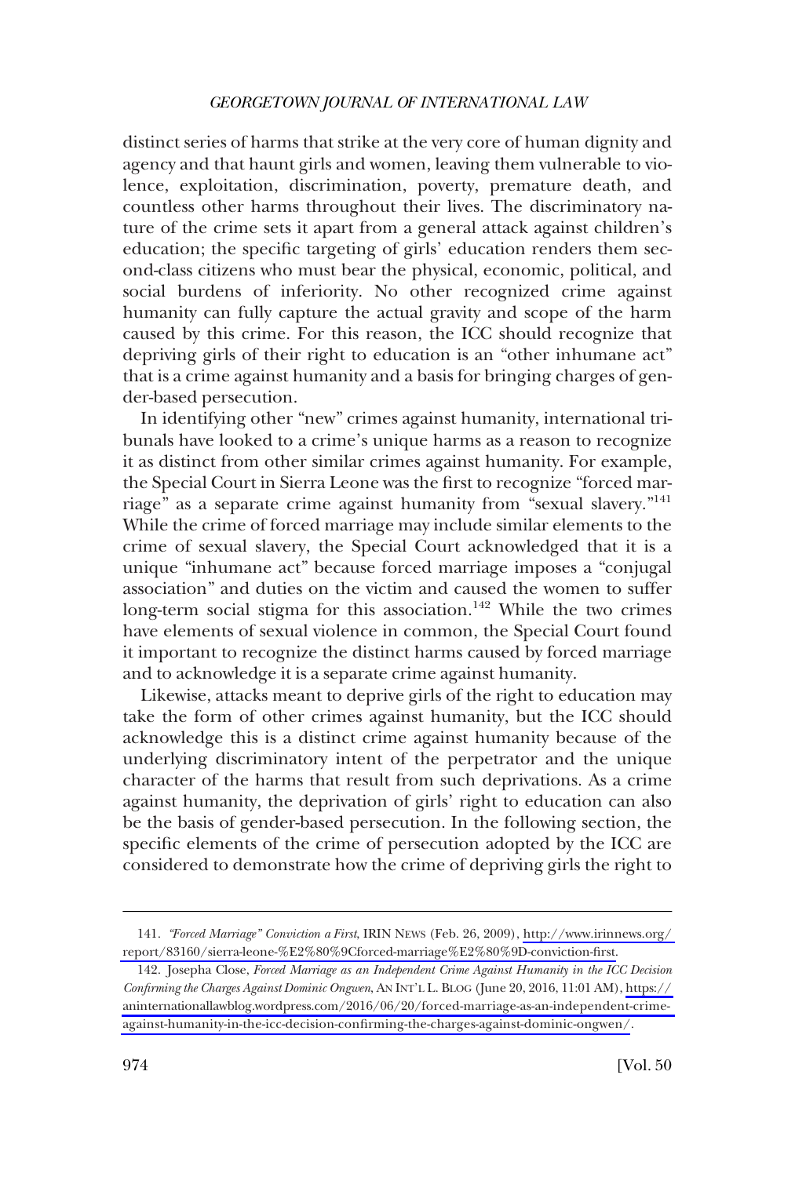distinct series of harms that strike at the very core of human dignity and agency and that haunt girls and women, leaving them vulnerable to violence, exploitation, discrimination, poverty, premature death, and countless other harms throughout their lives. The discriminatory nature of the crime sets it apart from a general attack against children's education; the specific targeting of girls' education renders them second-class citizens who must bear the physical, economic, political, and social burdens of inferiority. No other recognized crime against humanity can fully capture the actual gravity and scope of the harm caused by this crime. For this reason, the ICC should recognize that depriving girls of their right to education is an "other inhumane act" that is a crime against humanity and a basis for bringing charges of gender-based persecution.

In identifying other "new" crimes against humanity, international tribunals have looked to a crime's unique harms as a reason to recognize it as distinct from other similar crimes against humanity. For example, the Special Court in Sierra Leone was the first to recognize "forced marriage" as a separate crime against humanity from "sexual slavery."[141] While the crime of forced marriage may include similar elements to the crime of sexual slavery, the Special Court acknowledged that it is a unique "inhumane act" because forced marriage imposes a "conjugal association" and duties on the victim and caused the women to suffer long-term social stigma for this association.[142] While the two crimes have elements of sexual violence in common, the Special Court found it important to recognize the distinct harms caused by forced marriage and to acknowledge it is a separate crime against humanity.

Likewise, attacks meant to deprive girls of the right to education may take the form of other crimes against humanity, but the ICC should acknowledge this is a distinct crime against humanity because of the underlying discriminatory intent of the perpetrator and the unique character of the harms that result from such deprivations. As a crime against humanity, the deprivation of girls' right to education can also be the basis of gender-based persecution. In the following section, the specific elements of the crime of persecution adopted by the ICC are considered to demonstrate how the crime of depriving girls the right to

---

141. *"Forced Marriage" Conviction a First*, IRIN NEWS (Feb. 26, 2009), http://www.irinnews.org/report/83160/sierra-leone-%E2%80%9Cforced-marriage%E2%80%9D-conviction-first.

142. Josepha Close, *Forced Marriage as an Independent Crime Against Humanity in the ICC Decision Confirming the Charges Against Dominic Ongwen*, AN INT'L L. BLOG (June 20, 2016, 11:01 AM), https://aninternationallawblog.wordpress.com/2016/06/20/forced-marriage-as-an-independent-crime-against-humanity-in-the-icc-decision-confirming-the-charges-against-dominic-ongwen/.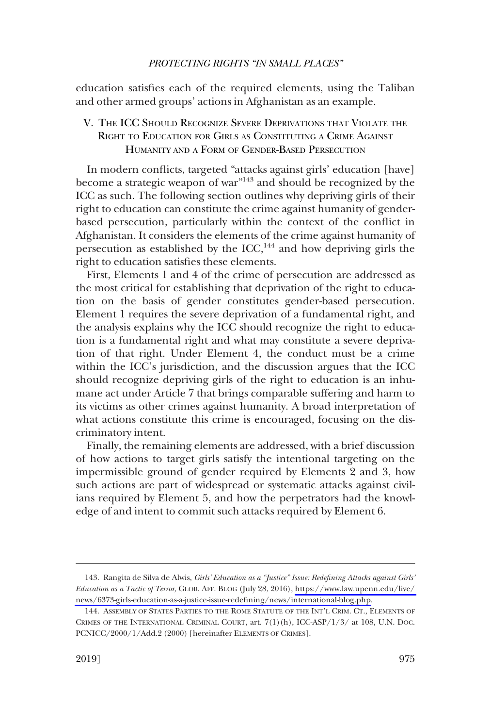education satisfies each of the required elements, using the Taliban and other armed groups' actions in Afghanistan as an example.

## V. The ICC Should Recognize Severe Deprivations that Violate the Right to Education for Girls as Constituting a Crime Against Humanity and a Form of Gender-Based Persecution

In modern conflicts, targeted "attacks against girls' education [have] become a strategic weapon of war"[143] and should be recognized by the ICC as such. The following section outlines why depriving girls of their right to education can constitute the crime against humanity of gender-based persecution, particularly within the context of the conflict in Afghanistan. It considers the elements of the crime against humanity of persecution as established by the ICC,[144] and how depriving girls the right to education satisfies these elements.

First, Elements 1 and 4 of the crime of persecution are addressed as the most critical for establishing that deprivation of the right to education on the basis of gender constitutes gender-based persecution. Element 1 requires the severe deprivation of a fundamental right, and the analysis explains why the ICC should recognize the right to education is a fundamental right and what may constitute a severe deprivation of that right. Under Element 4, the conduct must be a crime within the ICC's jurisdiction, and the discussion argues that the ICC should recognize depriving girls of the right to education is an inhumane act under Article 7 that brings comparable suffering and harm to its victims as other crimes against humanity. A broad interpretation of what actions constitute this crime is encouraged, focusing on the discriminatory intent.

Finally, the remaining elements are addressed, with a brief discussion of how actions to target girls satisfy the intentional targeting on the impermissible ground of gender required by Elements 2 and 3, how such actions are part of widespread or systematic attacks against civilians required by Element 5, and how the perpetrators had the knowledge of and intent to commit such attacks required by Element 6.

---

143. Rangita de Silva de Alwis, *Girls' Education as a "Justice" Issue: Redefining Attacks against Girls' Education as a Tactic of Terror*, GLOB. AFF. BLOG (July 28, 2016), https://www.law.upenn.edu/live/news/6373-girls-education-as-a-justice-issue-redefining/news/international-blog.php.

144. ASSEMBLY OF STATES PARTIES TO THE ROME STATUTE OF THE INT'L CRIM. CT., ELEMENTS OF CRIMES OF THE INTERNATIONAL CRIMINAL COURT, art. 7(1)(h), ICC-ASP/1/3/ at 108, U.N. DOC. PCNICC/2000/1/Add.2 (2000) [hereinafter ELEMENTS OF CRIMES].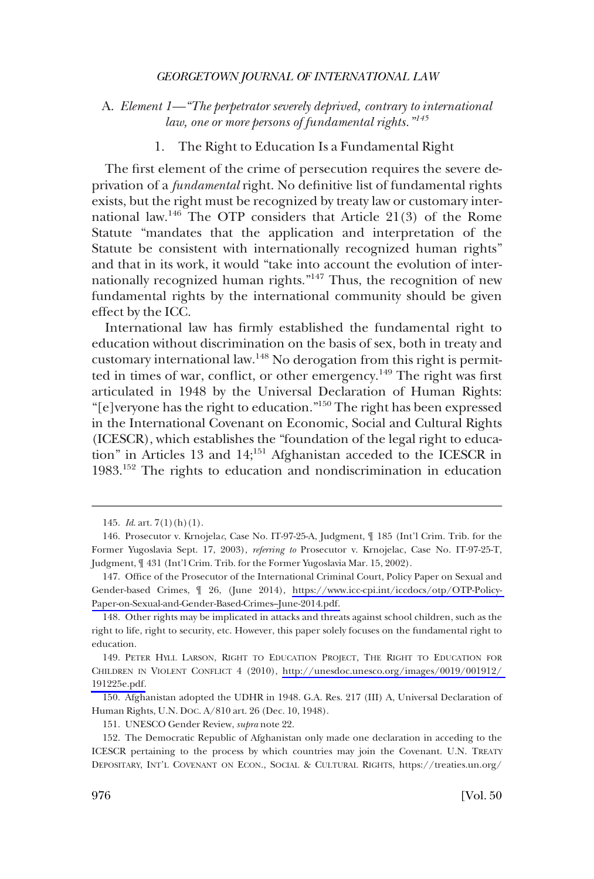### A. *Element 1—"The perpetrator severely deprived, contrary to international law, one or more persons of fundamental rights."*[145]

#### 1. The Right to Education Is a Fundamental Right

The first element of the crime of persecution requires the severe deprivation of a *fundamental* right. No definitive list of fundamental rights exists, but the right must be recognized by treaty law or customary international law.[146] The OTP considers that Article 21(3) of the Rome Statute "mandates that the application and interpretation of the Statute be consistent with internationally recognized human rights" and that in its work, it would "take into account the evolution of internationally recognized human rights."[147] Thus, the recognition of new fundamental rights by the international community should be given effect by the ICC.

International law has firmly established the fundamental right to education without discrimination on the basis of sex, both in treaty and customary international law.[148] No derogation from this right is permitted in times of war, conflict, or other emergency.[149] The right was first articulated in 1948 by the Universal Declaration of Human Rights: "[e]veryone has the right to education."[150] The right has been expressed in the International Covenant on Economic, Social and Cultural Rights (ICESCR), which establishes the "foundation of the legal right to education" in Articles 13 and 14;[151] Afghanistan acceded to the ICESCR in 1983.[152] The rights to education and nondiscrimination in education

---

145. *Id.* art. 7(1)(h)(1).

146. Prosecutor v. Krnojela*c*, Case No. IT-97-25-A, Judgment, ¶ 185 (Int'l Crim. Trib. for the Former Yugoslavia Sept. 17, 2003), *referring to* Prosecutor v. Krnojelac, Case No. IT-97-25-T, Judgment, ¶ 431 (Int'l Crim. Trib. for the Former Yugoslavia Mar. 15, 2002).

147. Office of the Prosecutor of the International Criminal Court, Policy Paper on Sexual and Gender-based Crimes, ¶ 26, (June 2014), https://www.icc-cpi.int/iccdocs/otp/OTP-Policy-Paper-on-Sexual-and-Gender-Based-Crimes–June-2014.pdf.

148. Other rights may be implicated in attacks and threats against school children, such as the right to life, right to security, etc. However, this paper solely focuses on the fundamental right to education.

149. PETER HYLL LARSON, RIGHT TO EDUCATION PROJECT, THE RIGHT TO EDUCATION FOR CHILDREN IN VIOLENT CONFLICT 4 (2010), http://unesdoc.unesco.org/images/0019/001912/191225e.pdf.

150. Afghanistan adopted the UDHR in 1948. G.A. Res. 217 (III) A, Universal Declaration of Human Rights, U.N. DOC. A/810 art. 26 (Dec. 10, 1948).

151. UNESCO Gender Review, *supra* note 22.

152. The Democratic Republic of Afghanistan only made one declaration in acceding to the ICESCR pertaining to the process by which countries may join the Covenant. U.N. TREATY DEPOSITARY, INT'L COVENANT ON ECON., SOCIAL & CULTURAL RIGHTS, https://treaties.un.org/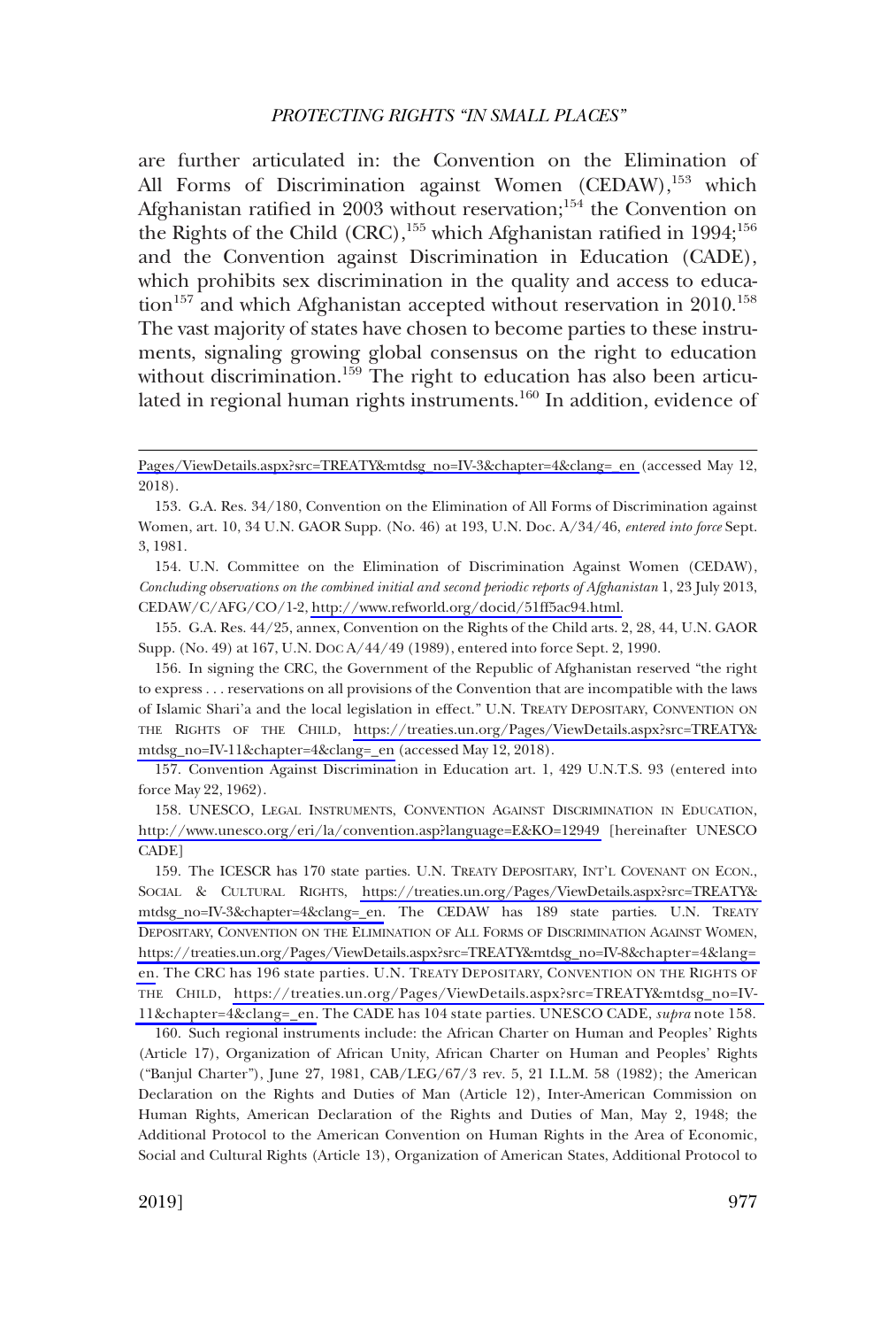are further articulated in: the Convention on the Elimination of All Forms of Discrimination against Women (CEDAW),[153] which Afghanistan ratified in 2003 without reservation;[154] the Convention on the Rights of the Child (CRC),[155] which Afghanistan ratified in 1994;[156] and the Convention against Discrimination in Education (CADE), which prohibits sex discrimination in the quality and access to education[157] and which Afghanistan accepted without reservation in 2010.[158] The vast majority of states have chosen to become parties to these instruments, signaling growing global consensus on the right to education without discrimination.[159] The right to education has also been articulated in regional human rights instruments.[160] In addition, evidence of

---

Pages/ViewDetails.aspx?src=TREATY&mtdsg_no=IV-3&chapter=4&clang=_en (accessed May 12, 2018).

153. G.A. Res. 34/180, Convention on the Elimination of All Forms of Discrimination against Women, art. 10, 34 U.N. GAOR Supp. (No. 46) at 193, U.N. Doc. A/34/46, *entered into force* Sept. 3, 1981.

154. U.N. Committee on the Elimination of Discrimination Against Women (CEDAW), *Concluding observations on the combined initial and second periodic reports of Afghanistan* 1, 23 July 2013, CEDAW/C/AFG/CO/1-2, http://www.refworld.org/docid/51ff5ac94.html.

155. G.A. Res. 44/25, annex, Convention on the Rights of the Child arts. 2, 28, 44, U.N. GAOR Supp. (No. 49) at 167, U.N. DOC A/44/49 (1989), entered into force Sept. 2, 1990.

156. In signing the CRC, the Government of the Republic of Afghanistan reserved "the right to express . . . reservations on all provisions of the Convention that are incompatible with the laws of Islamic Shari'a and the local legislation in effect." U.N. TREATY DEPOSITARY, CONVENTION ON THE RIGHTS OF THE CHILD, https://treaties.un.org/Pages/ViewDetails.aspx?src=TREATY&mtdsg_no=IV-11&chapter=4&clang=_en (accessed May 12, 2018).

157. Convention Against Discrimination in Education art. 1, 429 U.N.T.S. 93 (entered into force May 22, 1962).

158. UNESCO, LEGAL INSTRUMENTS, CONVENTION AGAINST DISCRIMINATION IN EDUCATION, http://www.unesco.org/eri/la/convention.asp?language=E&KO=12949 [hereinafter UNESCO CADE]

159. The ICESCR has 170 state parties. U.N. TREATY DEPOSITARY, INT'L COVENANT ON ECON., SOCIAL & CULTURAL RIGHTS, https://treaties.un.org/Pages/ViewDetails.aspx?src=TREATY&mtdsg_no=IV-3&chapter=4&clang=_en. The CEDAW has 189 state parties. U.N. TREATY DEPOSITARY, CONVENTION ON THE ELIMINATION OF ALL FORMS OF DISCRIMINATION AGAINST WOMEN, https://treaties.un.org/Pages/ViewDetails.aspx?src=TREATY&mtdsg_no=IV-8&chapter=4&lang=en. The CRC has 196 state parties. U.N. TREATY DEPOSITARY, CONVENTION ON THE RIGHTS OF THE CHILD, https://treaties.un.org/Pages/ViewDetails.aspx?src=TREATY&mtdsg_no=IV-11&chapter=4&clang=_en. The CADE has 104 state parties. UNESCO CADE, *supra* note 158.

160. Such regional instruments include: the African Charter on Human and Peoples' Rights (Article 17), Organization of African Unity, African Charter on Human and Peoples' Rights ("Banjul Charter"), June 27, 1981, CAB/LEG/67/3 rev. 5, 21 I.L.M. 58 (1982); the American Declaration on the Rights and Duties of Man (Article 12), Inter-American Commission on Human Rights, American Declaration of the Rights and Duties of Man, May 2, 1948; the Additional Protocol to the American Convention on Human Rights in the Area of Economic, Social and Cultural Rights (Article 13), Organization of American States, Additional Protocol to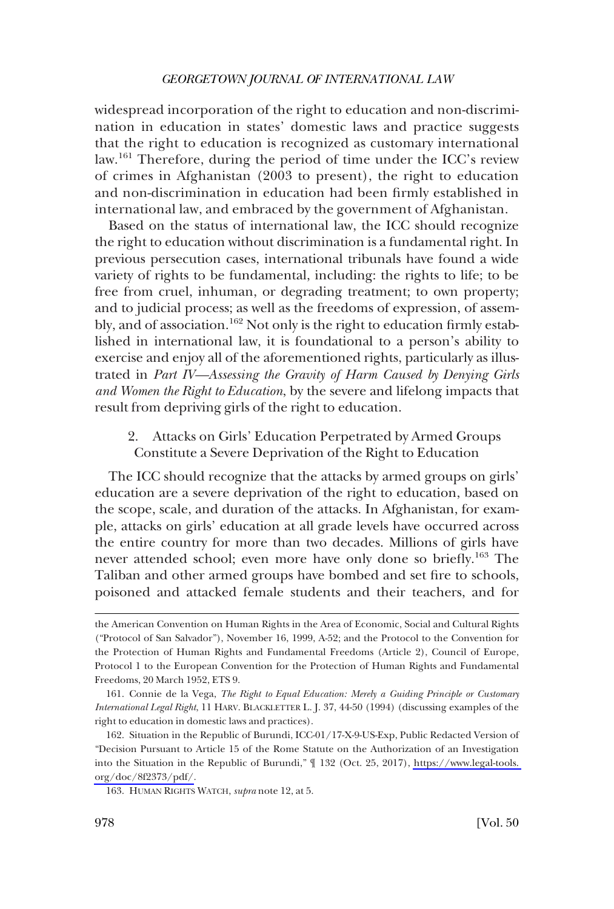widespread incorporation of the right to education and non-discrimination in education in states' domestic laws and practice suggests that the right to education is recognized as customary international law.[161] Therefore, during the period of time under the ICC's review of crimes in Afghanistan (2003 to present), the right to education and non-discrimination in education had been firmly established in international law, and embraced by the government of Afghanistan.

Based on the status of international law, the ICC should recognize the right to education without discrimination is a fundamental right. In previous persecution cases, international tribunals have found a wide variety of rights to be fundamental, including: the rights to life; to be free from cruel, inhuman, or degrading treatment; to own property; and to judicial process; as well as the freedoms of expression, of assembly, and of association.[162] Not only is the right to education firmly established in international law, it is foundational to a person's ability to exercise and enjoy all of the aforementioned rights, particularly as illustrated in *Part IV—Assessing the Gravity of Harm Caused by Denying Girls and Women the Right to Education*, by the severe and lifelong impacts that result from depriving girls of the right to education.

### 2. Attacks on Girls' Education Perpetrated by Armed Groups Constitute a Severe Deprivation of the Right to Education

The ICC should recognize that the attacks by armed groups on girls' education are a severe deprivation of the right to education, based on the scope, scale, and duration of the attacks. In Afghanistan, for example, attacks on girls' education at all grade levels have occurred across the entire country for more than two decades. Millions of girls have never attended school; even more have only done so briefly.[163] The Taliban and other armed groups have bombed and set fire to schools, poisoned and attacked female students and their teachers, and for

---

the American Convention on Human Rights in the Area of Economic, Social and Cultural Rights ("Protocol of San Salvador"), November 16, 1999, A-52; and the Protocol to the Convention for the Protection of Human Rights and Fundamental Freedoms (Article 2), Council of Europe, Protocol 1 to the European Convention for the Protection of Human Rights and Fundamental Freedoms, 20 March 1952, ETS 9.

161. Connie de la Vega, *The Right to Equal Education: Merely a Guiding Principle or Customary International Legal Right*, 11 HARV. BLACKLETTER L. J. 37, 44-50 (1994) (discussing examples of the right to education in domestic laws and practices).

162. Situation in the Republic of Burundi, ICC-01/17-X-9-US-Exp, Public Redacted Version of "Decision Pursuant to Article 15 of the Rome Statute on the Authorization of an Investigation into the Situation in the Republic of Burundi," ¶ 132 (Oct. 25, 2017), https://www.legal-tools.org/doc/8f2373/pdf/.

163. HUMAN RIGHTS WATCH, *supra* note 12, at 5.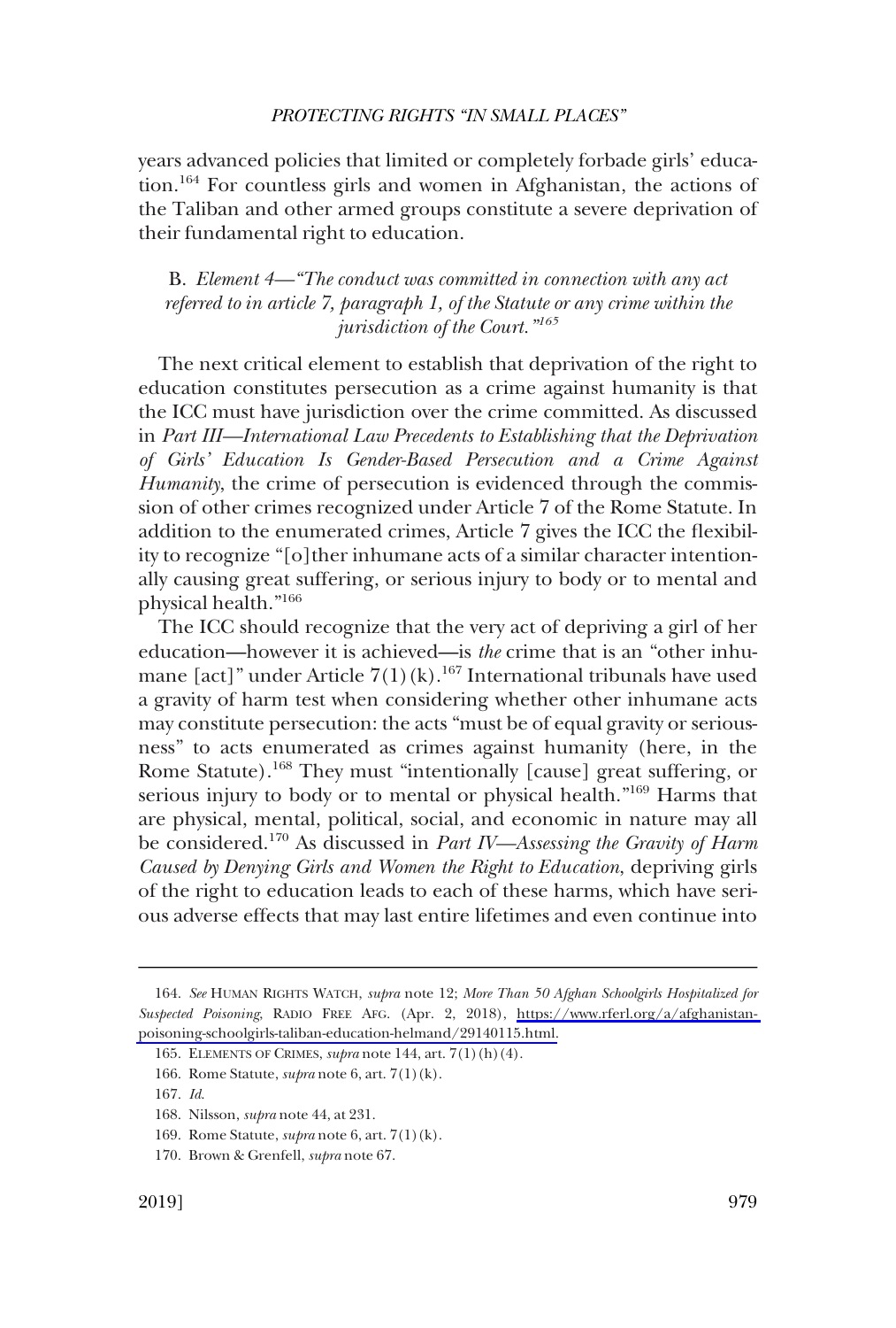years advanced policies that limited or completely forbade girls' education.[164] For countless girls and women in Afghanistan, the actions of the Taliban and other armed groups constitute a severe deprivation of their fundamental right to education.

### B. *Element 4—"The conduct was committed in connection with any act referred to in article 7, paragraph 1, of the Statute or any crime within the jurisdiction of the Court."*[165]

The next critical element to establish that deprivation of the right to education constitutes persecution as a crime against humanity is that the ICC must have jurisdiction over the crime committed. As discussed in *Part III—International Law Precedents to Establishing that the Deprivation of Girls' Education Is Gender-Based Persecution and a Crime Against Humanity*, the crime of persecution is evidenced through the commission of other crimes recognized under Article 7 of the Rome Statute. In addition to the enumerated crimes, Article 7 gives the ICC the flexibility to recognize "[o]ther inhumane acts of a similar character intentionally causing great suffering, or serious injury to body or to mental and physical health."[166]

The ICC should recognize that the very act of depriving a girl of her education—however it is achieved—is *the* crime that is an "other inhumane [act]" under Article 7(1)(k).[167] International tribunals have used a gravity of harm test when considering whether other inhumane acts may constitute persecution: the acts "must be of equal gravity or seriousness" to acts enumerated as crimes against humanity (here, in the Rome Statute).[168] They must "intentionally [cause] great suffering, or serious injury to body or to mental or physical health."[169] Harms that are physical, mental, political, social, and economic in nature may all be considered.[170] As discussed in *Part IV—Assessing the Gravity of Harm Caused by Denying Girls and Women the Right to Education*, depriving girls of the right to education leads to each of these harms, which have serious adverse effects that may last entire lifetimes and even continue into

---

164. *See* HUMAN RIGHTS WATCH, *supra* note 12; *More Than 50 Afghan Schoolgirls Hospitalized for Suspected Poisoning*, RADIO FREE AFG. (Apr. 2, 2018), https://www.rferl.org/a/afghanistan-poisoning-schoolgirls-taliban-education-helmand/29140115.html.

165. ELEMENTS OF CRIMES, *supra* note 144, art. 7(1)(h)(4).

166. Rome Statute, *supra* note 6, art. 7(1)(k).

167. *Id.*

168. Nilsson, *supra* note 44, at 231.

169. Rome Statute, *supra* note 6, art. 7(1)(k).

170. Brown & Grenfell, *supra* note 67.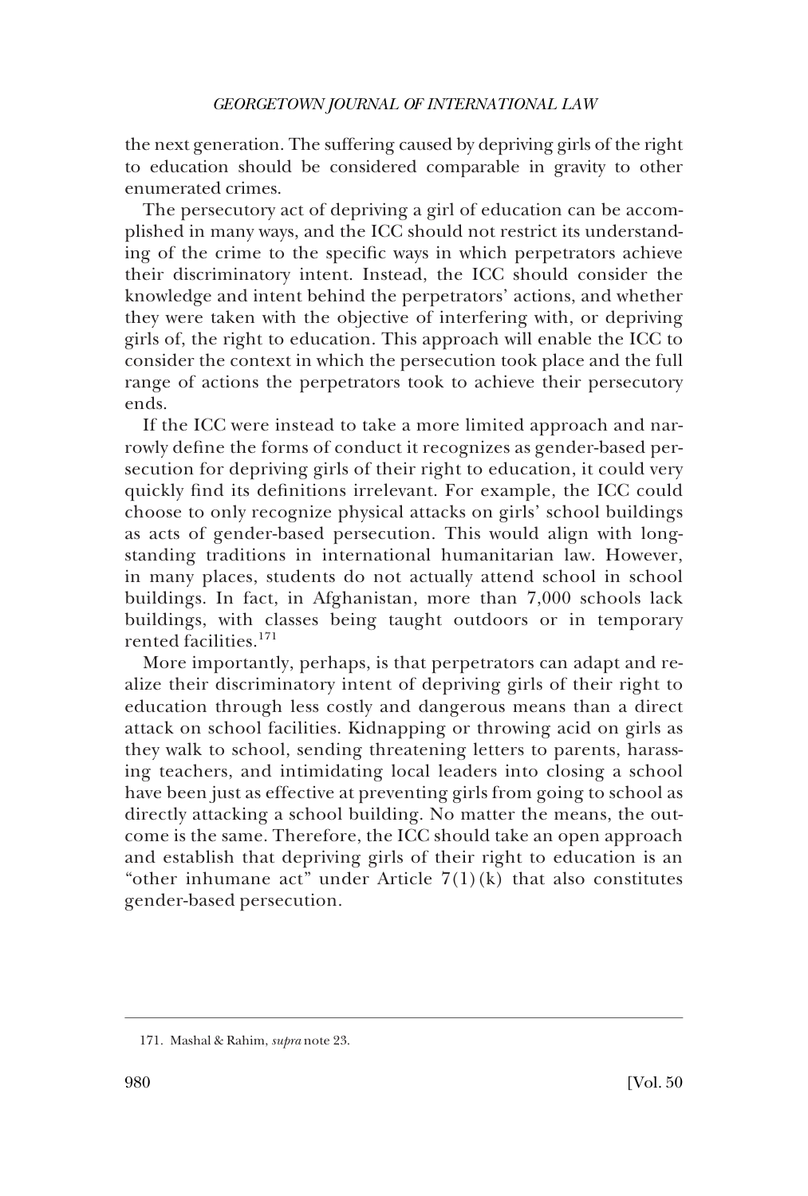the next generation. The suffering caused by depriving girls of the right to education should be considered comparable in gravity to other enumerated crimes.

The persecutory act of depriving a girl of education can be accomplished in many ways, and the ICC should not restrict its understanding of the crime to the specific ways in which perpetrators achieve their discriminatory intent. Instead, the ICC should consider the knowledge and intent behind the perpetrators' actions, and whether they were taken with the objective of interfering with, or depriving girls of, the right to education. This approach will enable the ICC to consider the context in which the persecution took place and the full range of actions the perpetrators took to achieve their persecutory ends.

If the ICC were instead to take a more limited approach and narrowly define the forms of conduct it recognizes as gender-based persecution for depriving girls of their right to education, it could very quickly find its definitions irrelevant. For example, the ICC could choose to only recognize physical attacks on girls' school buildings as acts of gender-based persecution. This would align with long-standing traditions in international humanitarian law. However, in many places, students do not actually attend school in school buildings. In fact, in Afghanistan, more than 7,000 schools lack buildings, with classes being taught outdoors or in temporary rented facilities.[171]

More importantly, perhaps, is that perpetrators can adapt and realize their discriminatory intent of depriving girls of their right to education through less costly and dangerous means than a direct attack on school facilities. Kidnapping or throwing acid on girls as they walk to school, sending threatening letters to parents, harassing teachers, and intimidating local leaders into closing a school have been just as effective at preventing girls from going to school as directly attacking a school building. No matter the means, the outcome is the same. Therefore, the ICC should take an open approach and establish that depriving girls of their right to education is an "other inhumane act" under Article 7(1)(k) that also constitutes gender-based persecution.

171. Mashal & Rahim, *supra* note 23.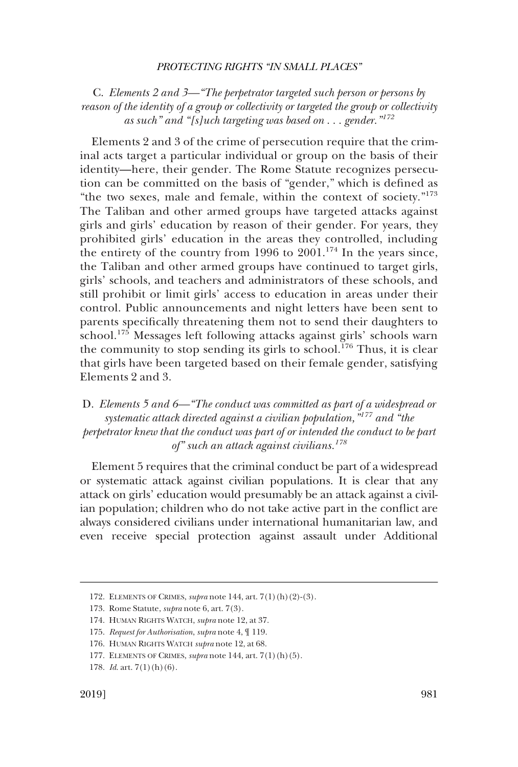### C. *Elements 2 and 3—"The perpetrator targeted such person or persons by reason of the identity of a group or collectivity or targeted the group or collectivity as such" and "[s]uch targeting was based on . . . gender."*[172]

Elements 2 and 3 of the crime of persecution require that the criminal acts target a particular individual or group on the basis of their identity—here, their gender. The Rome Statute recognizes persecution can be committed on the basis of "gender," which is defined as "the two sexes, male and female, within the context of society."[173] The Taliban and other armed groups have targeted attacks against girls and girls' education by reason of their gender. For years, they prohibited girls' education in the areas they controlled, including the entirety of the country from 1996 to 2001.[174] In the years since, the Taliban and other armed groups have continued to target girls, girls' schools, and teachers and administrators of these schools, and still prohibit or limit girls' access to education in areas under their control. Public announcements and night letters have been sent to parents specifically threatening them not to send their daughters to school.[175] Messages left following attacks against girls' schools warn the community to stop sending its girls to school.[176] Thus, it is clear that girls have been targeted based on their female gender, satisfying Elements 2 and 3.

### D. *Elements 5 and 6—"The conduct was committed as part of a widespread or systematic attack directed against a civilian population,"*[177] *and "the perpetrator knew that the conduct was part of or intended the conduct to be part of" such an attack against civilians.*[178]

Element 5 requires that the criminal conduct be part of a widespread or systematic attack against civilian populations. It is clear that any attack on girls' education would presumably be an attack against a civilian population; children who do not take active part in the conflict are always considered civilians under international humanitarian law, and even receive special protection against assault under Additional

172. ELEMENTS OF CRIMES, *supra* note 144, art. 7(1)(h)(2)-(3).

173. Rome Statute, *supra* note 6, art. 7(3).

174. HUMAN RIGHTS WATCH, *supra* note 12, at 37.

175. *Request for Authorisation*, *supra* note 4, ¶ 119.

176. HUMAN RIGHTS WATCH *supra* note 12, at 68.

177. ELEMENTS OF CRIMES, *supra* note 144, art. 7(1)(h)(5).

178. *Id.* art. 7(1)(h)(6).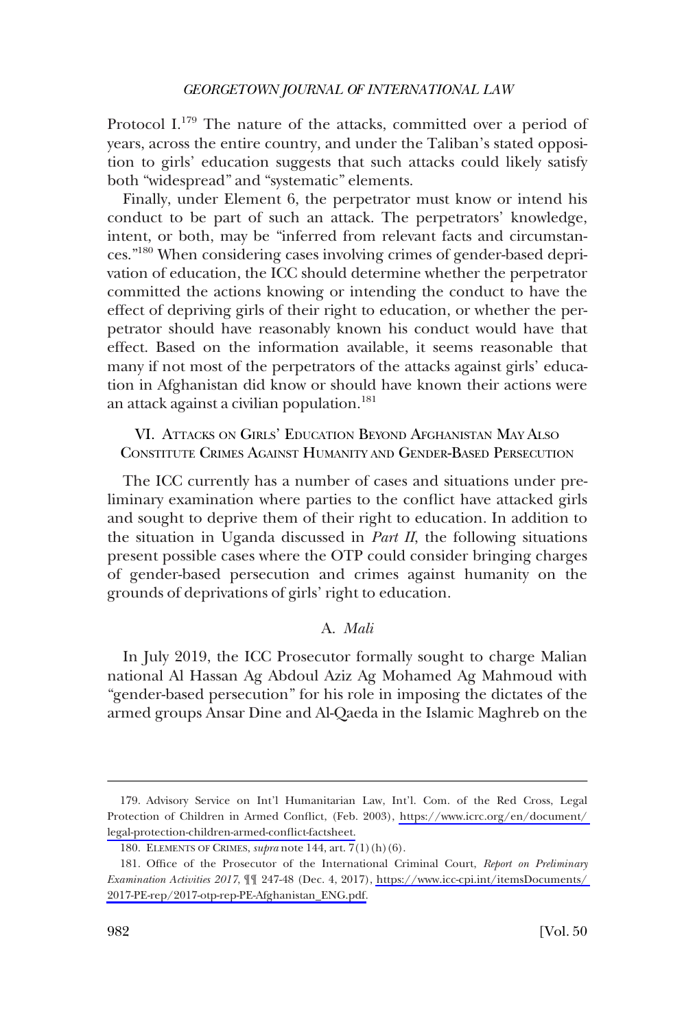Protocol I.[179] The nature of the attacks, committed over a period of years, across the entire country, and under the Taliban's stated opposition to girls' education suggests that such attacks could likely satisfy both "widespread" and "systematic" elements.

Finally, under Element 6, the perpetrator must know or intend his conduct to be part of such an attack. The perpetrators' knowledge, intent, or both, may be "inferred from relevant facts and circumstances."[180] When considering cases involving crimes of gender-based deprivation of education, the ICC should determine whether the perpetrator committed the actions knowing or intending the conduct to have the effect of depriving girls of their right to education, or whether the perpetrator should have reasonably known his conduct would have that effect. Based on the information available, it seems reasonable that many if not most of the perpetrators of the attacks against girls' education in Afghanistan did know or should have known their actions were an attack against a civilian population.[181]

## VI. Attacks on Girls' Education Beyond Afghanistan May Also Constitute Crimes Against Humanity and Gender-Based Persecution

The ICC currently has a number of cases and situations under preliminary examination where parties to the conflict have attacked girls and sought to deprive them of their right to education. In addition to the situation in Uganda discussed in *Part II*, the following situations present possible cases where the OTP could consider bringing charges of gender-based persecution and crimes against humanity on the grounds of deprivations of girls' right to education.

### A. *Mali*

In July 2019, the ICC Prosecutor formally sought to charge Malian national Al Hassan Ag Abdoul Aziz Ag Mohamed Ag Mahmoud with "gender-based persecution" for his role in imposing the dictates of the armed groups Ansar Dine and Al-Qaeda in the Islamic Maghreb on the

---

179. Advisory Service on Int'l Humanitarian Law, Int'l. Com. of the Red Cross, Legal Protection of Children in Armed Conflict, (Feb. 2003), https://www.icrc.org/en/document/legal-protection-children-armed-conflict-factsheet.

180. Elements of Crimes, *supra* note 144, art. 7(1)(h)(6).

181. Office of the Prosecutor of the International Criminal Court, *Report on Preliminary Examination Activities 2017*, ¶¶ 247-48 (Dec. 4, 2017), https://www.icc-cpi.int/itemsDocuments/2017-PE-rep/2017-otp-rep-PE-Afghanistan_ENG.pdf.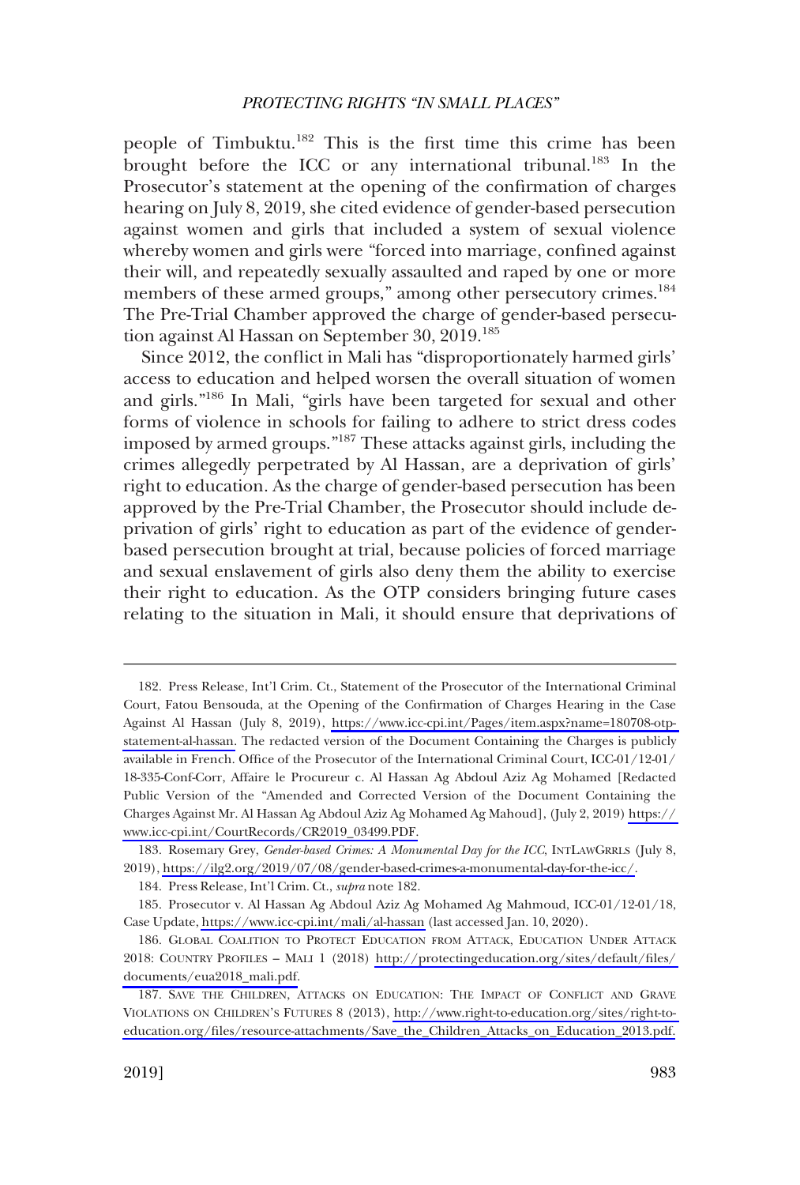people of Timbuktu.[182] This is the first time this crime has been brought before the ICC or any international tribunal.[183] In the Prosecutor's statement at the opening of the confirmation of charges hearing on July 8, 2019, she cited evidence of gender-based persecution against women and girls that included a system of sexual violence whereby women and girls were "forced into marriage, confined against their will, and repeatedly sexually assaulted and raped by one or more members of these armed groups," among other persecutory crimes.[184] The Pre-Trial Chamber approved the charge of gender-based persecution against Al Hassan on September 30, 2019.[185]

Since 2012, the conflict in Mali has "disproportionately harmed girls' access to education and helped worsen the overall situation of women and girls."[186] In Mali, "girls have been targeted for sexual and other forms of violence in schools for failing to adhere to strict dress codes imposed by armed groups."[187] These attacks against girls, including the crimes allegedly perpetrated by Al Hassan, are a deprivation of girls' right to education. As the charge of gender-based persecution has been approved by the Pre-Trial Chamber, the Prosecutor should include deprivation of girls' right to education as part of the evidence of gender-based persecution brought at trial, because policies of forced marriage and sexual enslavement of girls also deny them the ability to exercise their right to education. As the OTP considers bringing future cases relating to the situation in Mali, it should ensure that deprivations of

---

182. Press Release, Int'l Crim. Ct., Statement of the Prosecutor of the International Criminal Court, Fatou Bensouda, at the Opening of the Confirmation of Charges Hearing in the Case Against Al Hassan (July 8, 2019), https://www.icc-cpi.int/Pages/item.aspx?name=180708-otp-statement-al-hassan. The redacted version of the Document Containing the Charges is publicly available in French. Office of the Prosecutor of the International Criminal Court, ICC-01/12-01/18-335-Conf-Corr, Affaire le Procureur c. Al Hassan Ag Abdoul Aziz Ag Mohamed [Redacted Public Version of the "Amended and Corrected Version of the Document Containing the Charges Against Mr. Al Hassan Ag Abdoul Aziz Ag Mohamed Ag Mahoud], (July 2, 2019) https://www.icc-cpi.int/CourtRecords/CR2019_03499.PDF.

183. Rosemary Grey, *Gender-based Crimes: A Monumental Day for the ICC*, INTLAWGRRLS (July 8, 2019), https://ilg2.org/2019/07/08/gender-based-crimes-a-monumental-day-for-the-icc/.

184. Press Release, Int'l Crim. Ct., *supra* note 182.

185. Prosecutor v. Al Hassan Ag Abdoul Aziz Ag Mohamed Ag Mahmoud, ICC-01/12-01/18, Case Update, https://www.icc-cpi.int/mali/al-hassan (last accessed Jan. 10, 2020).

186. GLOBAL COALITION TO PROTECT EDUCATION FROM ATTACK, EDUCATION UNDER ATTACK 2018: COUNTRY PROFILES – MALI 1 (2018) http://protectingeducation.org/sites/default/files/documents/eua2018_mali.pdf.

187. SAVE THE CHILDREN, ATTACKS ON EDUCATION: THE IMPACT OF CONFLICT AND GRAVE VIOLATIONS ON CHILDREN'S FUTURES 8 (2013), http://www.right-to-education.org/sites/right-to-education.org/files/resource-attachments/Save_the_Children_Attacks_on_Education_2013.pdf.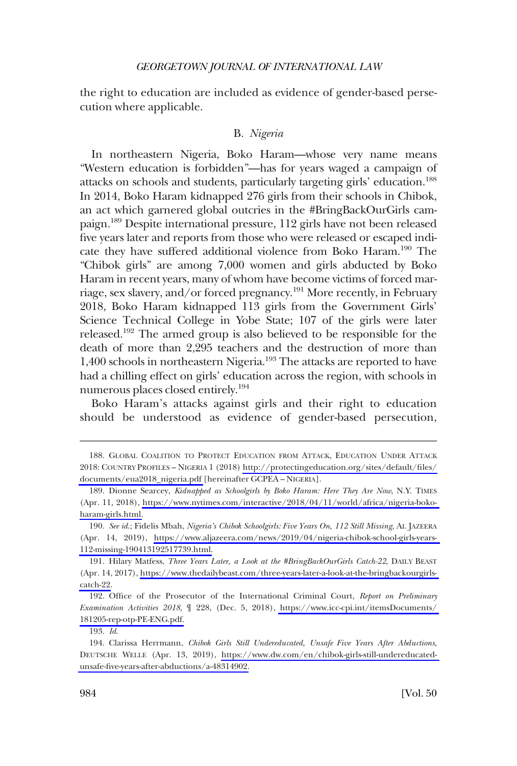the right to education are included as evidence of gender-based persecution where applicable.

### B. *Nigeria*

In northeastern Nigeria, Boko Haram—whose very name means "Western education is forbidden"—has for years waged a campaign of attacks on schools and students, particularly targeting girls' education.[188] In 2014, Boko Haram kidnapped 276 girls from their schools in Chibok, an act which garnered global outcries in the #BringBackOurGirls campaign.[189] Despite international pressure, 112 girls have not been released five years later and reports from those who were released or escaped indicate they have suffered additional violence from Boko Haram.[190] The "Chibok girls" are among 7,000 women and girls abducted by Boko Haram in recent years, many of whom have become victims of forced marriage, sex slavery, and/or forced pregnancy.[191] More recently, in February 2018, Boko Haram kidnapped 113 girls from the Government Girls' Science Technical College in Yobe State; 107 of the girls were later released.[192] The armed group is also believed to be responsible for the death of more than 2,295 teachers and the destruction of more than 1,400 schools in northeastern Nigeria.[193] The attacks are reported to have had a chilling effect on girls' education across the region, with schools in numerous places closed entirely.[194]

Boko Haram's attacks against girls and their right to education should be understood as evidence of gender-based persecution,

---

188. GLOBAL COALITION TO PROTECT EDUCATION FROM ATTACK, EDUCATION UNDER ATTACK 2018: COUNTRY PROFILES – NIGERIA 1 (2018) http://protectingeducation.org/sites/default/files/documents/eua2018_nigeria.pdf [hereinafter GCPEA – NIGERIA].

189. Dionne Searcey, *Kidnapped as Schoolgirls by Boko Haram: Here They Are Now*, N.Y. TIMES (Apr. 11, 2018), https://www.nytimes.com/interactive/2018/04/11/world/africa/nigeria-boko-haram-girls.html.

190. *See id.*; Fidelis Mbah, *Nigeria's Chibok Schoolgirls: Five Years On, 112 Still Missing*, AL JAZEERA (Apr. 14, 2019), https://www.aljazeera.com/news/2019/04/nigeria-chibok-school-girls-years-112-missing-190413192517739.html.

191. Hilary Matfess, *Three Years Later, a Look at the #BringBackOurGirls Catch-22*, DAILY BEAST (Apr. 14, 2017), https://www.thedailybeast.com/three-years-later-a-look-at-the-bringbackourgirls-catch-22.

192. Office of the Prosecutor of the International Criminal Court, *Report on Preliminary Examination Activities 2018*, ¶ 228, (Dec. 5, 2018), https://www.icc-cpi.int/itemsDocuments/181205-rep-otp-PE-ENG.pdf.

193. *Id.*

194. Clarissa Herrmann, *Chibok Girls Still Undereducated, Unsafe Five Years After Abductions*, DEUTSCHE WELLE (Apr. 13, 2019), https://www.dw.com/en/chibok-girls-still-undereducated-unsafe-five-years-after-abductions/a-48314902.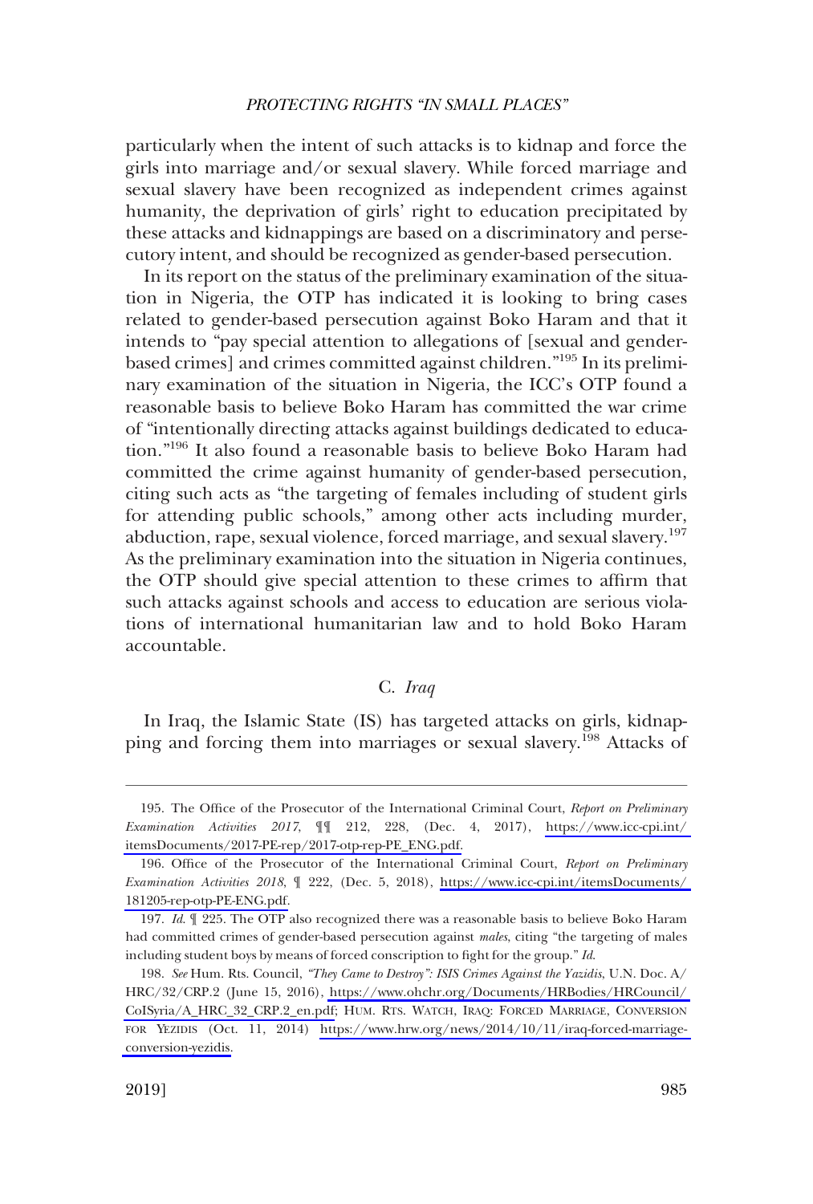particularly when the intent of such attacks is to kidnap and force the girls into marriage and/or sexual slavery. While forced marriage and sexual slavery have been recognized as independent crimes against humanity, the deprivation of girls' right to education precipitated by these attacks and kidnappings are based on a discriminatory and persecutory intent, and should be recognized as gender-based persecution.

In its report on the status of the preliminary examination of the situation in Nigeria, the OTP has indicated it is looking to bring cases related to gender-based persecution against Boko Haram and that it intends to "pay special attention to allegations of [sexual and gender-based crimes] and crimes committed against children."[195] In its preliminary examination of the situation in Nigeria, the ICC's OTP found a reasonable basis to believe Boko Haram has committed the war crime of "intentionally directing attacks against buildings dedicated to education."[196] It also found a reasonable basis to believe Boko Haram had committed the crime against humanity of gender-based persecution, citing such acts as "the targeting of females including of student girls for attending public schools," among other acts including murder, abduction, rape, sexual violence, forced marriage, and sexual slavery.[197] As the preliminary examination into the situation in Nigeria continues, the OTP should give special attention to these crimes to affirm that such attacks against schools and access to education are serious violations of international humanitarian law and to hold Boko Haram accountable.

### C. *Iraq*

In Iraq, the Islamic State (IS) has targeted attacks on girls, kidnapping and forcing them into marriages or sexual slavery.[198] Attacks of

---

195. The Office of the Prosecutor of the International Criminal Court, *Report on Preliminary Examination Activities 2017*, ¶¶ 212, 228, (Dec. 4, 2017), https://www.icc-cpi.int/itemsDocuments/2017-PE-rep/2017-otp-rep-PE_ENG.pdf.

196. Office of the Prosecutor of the International Criminal Court, *Report on Preliminary Examination Activities 2018*, ¶ 222, (Dec. 5, 2018), https://www.icc-cpi.int/itemsDocuments/181205-rep-otp-PE-ENG.pdf.

197. *Id*. ¶ 225. The OTP also recognized there was a reasonable basis to believe Boko Haram had committed crimes of gender-based persecution against *males*, citing "the targeting of males including student boys by means of forced conscription to fight for the group." *Id*.

198. *See* Hum. Rts. Council, *"They Came to Destroy": ISIS Crimes Against the Yazidis*, U.N. Doc. A/HRC/32/CRP.2 (June 15, 2016), https://www.ohchr.org/Documents/HRBodies/HRCouncil/CoISyria/A_HRC_32_CRP.2_en.pdf; HUM. RTS. WATCH, IRAQ: FORCED MARRIAGE, CONVERSION FOR YEZIDIS (Oct. 11, 2014) https://www.hrw.org/news/2014/10/11/iraq-forced-marriage-conversion-yezidis.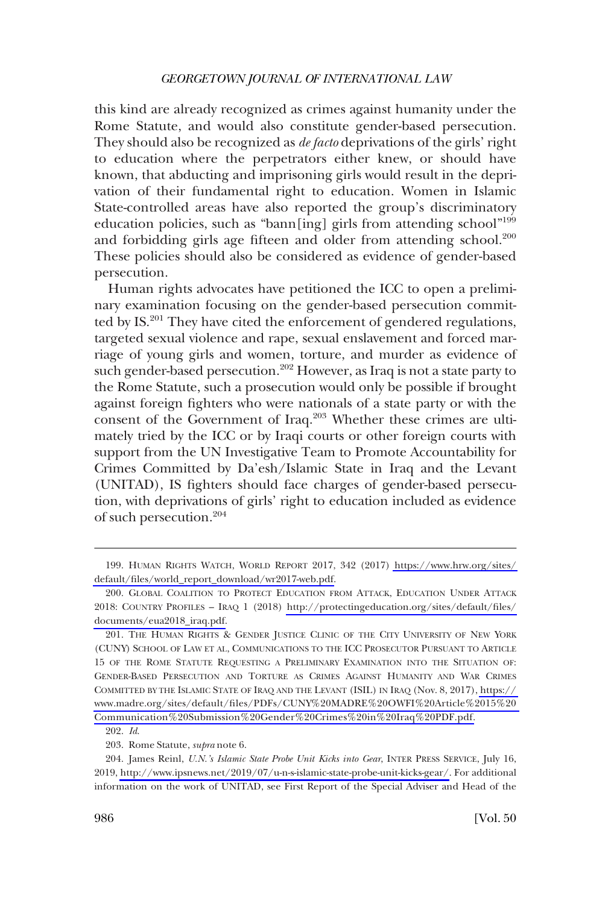this kind are already recognized as crimes against humanity under the Rome Statute, and would also constitute gender-based persecution. They should also be recognized as *de facto* deprivations of the girls' right to education where the perpetrators either knew, or should have known, that abducting and imprisoning girls would result in the deprivation of their fundamental right to education. Women in Islamic State-controlled areas have also reported the group's discriminatory education policies, such as "bann[ing] girls from attending school"[199] and forbidding girls age fifteen and older from attending school.[200] These policies should also be considered as evidence of gender-based persecution.

Human rights advocates have petitioned the ICC to open a preliminary examination focusing on the gender-based persecution committed by IS.[201] They have cited the enforcement of gendered regulations, targeted sexual violence and rape, sexual enslavement and forced marriage of young girls and women, torture, and murder as evidence of such gender-based persecution.[202] However, as Iraq is not a state party to the Rome Statute, such a prosecution would only be possible if brought against foreign fighters who were nationals of a state party or with the consent of the Government of Iraq.[203] Whether these crimes are ultimately tried by the ICC or by Iraqi courts or other foreign courts with support from the UN Investigative Team to Promote Accountability for Crimes Committed by Da'esh/Islamic State in Iraq and the Levant (UNITAD), IS fighters should face charges of gender-based persecution, with deprivations of girls' right to education included as evidence of such persecution.[204]

---

199. HUMAN RIGHTS WATCH, WORLD REPORT 2017, 342 (2017) https://www.hrw.org/sites/default/files/world_report_download/wr2017-web.pdf.

200. GLOBAL COALITION TO PROTECT EDUCATION FROM ATTACK, EDUCATION UNDER ATTACK 2018: COUNTRY PROFILES – IRAQ 1 (2018) http://protectingeducation.org/sites/default/files/documents/eua2018_iraq.pdf.

201. THE HUMAN RIGHTS & GENDER JUSTICE CLINIC OF THE CITY UNIVERSITY OF NEW YORK (CUNY) SCHOOL OF LAW ET AL, COMMUNICATIONS TO THE ICC PROSECUTOR PURSUANT TO ARTICLE 15 OF THE ROME STATUTE REQUESTING A PRELIMINARY EXAMINATION INTO THE SITUATION OF: GENDER-BASED PERSECUTION AND TORTURE AS CRIMES AGAINST HUMANITY AND WAR CRIMES COMMITTED BY THE ISLAMIC STATE OF IRAQ AND THE LEVANT (ISIL) IN IRAQ (Nov. 8, 2017), https://www.madre.org/sites/default/files/PDFs/CUNY%20MADRE%20OWFI%20Article%2015%20Communication%20Submission%20Gender%20Crimes%20in%20Iraq%20PDF.pdf.

202. *Id.*

203. Rome Statute, *supra* note 6.

204. James Reinl, *U.N.'s Islamic State Probe Unit Kicks into Gear*, INTER PRESS SERVICE, July 16, 2019, http://www.ipsnews.net/2019/07/u-n-s-islamic-state-probe-unit-kicks-gear/. For additional information on the work of UNITAD, see First Report of the Special Adviser and Head of the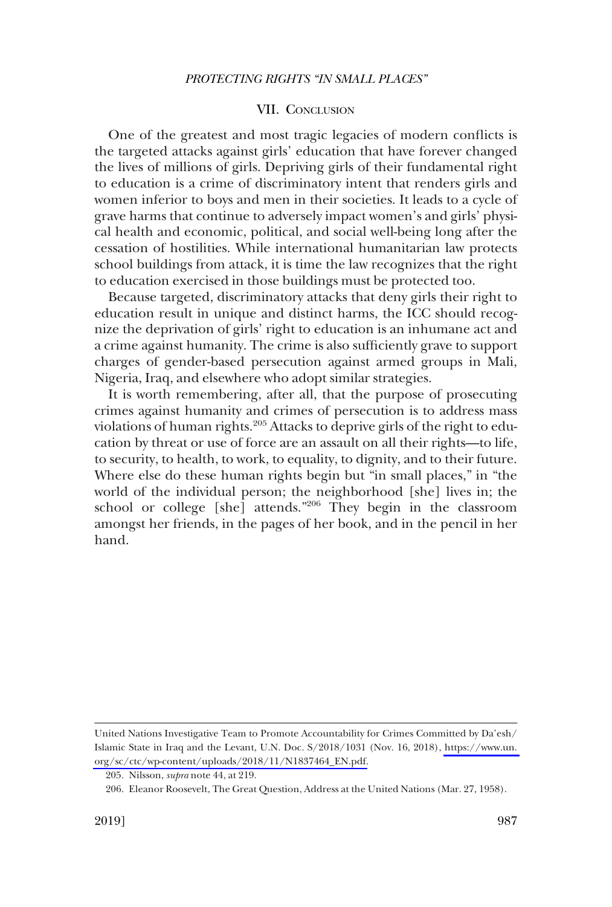## VII. CONCLUSION

One of the greatest and most tragic legacies of modern conflicts is the targeted attacks against girls' education that have forever changed the lives of millions of girls. Depriving girls of their fundamental right to education is a crime of discriminatory intent that renders girls and women inferior to boys and men in their societies. It leads to a cycle of grave harms that continue to adversely impact women's and girls' physical health and economic, political, and social well-being long after the cessation of hostilities. While international humanitarian law protects school buildings from attack, it is time the law recognizes that the right to education exercised in those buildings must be protected too.

Because targeted, discriminatory attacks that deny girls their right to education result in unique and distinct harms, the ICC should recognize the deprivation of girls' right to education is an inhumane act and a crime against humanity. The crime is also sufficiently grave to support charges of gender-based persecution against armed groups in Mali, Nigeria, Iraq, and elsewhere who adopt similar strategies.

It is worth remembering, after all, that the purpose of prosecuting crimes against humanity and crimes of persecution is to address mass violations of human rights.[205] Attacks to deprive girls of the right to education by threat or use of force are an assault on all their rights—to life, to security, to health, to work, to equality, to dignity, and to their future. Where else do these human rights begin but "in small places," in "the world of the individual person; the neighborhood [she] lives in; the school or college [she] attends."[206] They begin in the classroom amongst her friends, in the pages of her book, and in the pencil in her hand.

---

United Nations Investigative Team to Promote Accountability for Crimes Committed by Da'esh/Islamic State in Iraq and the Levant, U.N. Doc. S/2018/1031 (Nov. 16, 2018), https://www.un.org/sc/ctc/wp-content/uploads/2018/11/N1837464_EN.pdf.

205. Nilsson, *supra* note 44, at 219.

206. Eleanor Roosevelt, The Great Question, Address at the United Nations (Mar. 27, 1958).